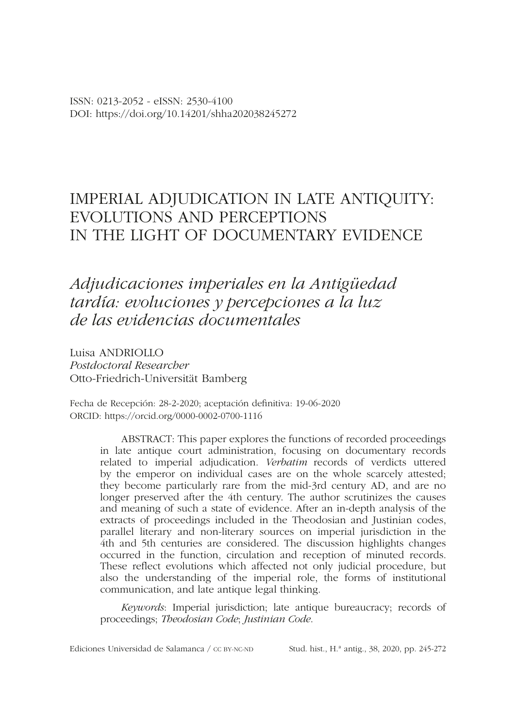ISSN: 0213-2052 - eISSN: 2530-4100
DOI: https://doi.org/10.14201/shha202038245272

# IMPERIAL ADJUDICATION IN LATE ANTIQUITY: EVOLUTIONS AND PERCEPTIONS IN THE LIGHT OF DOCUMENTARY EVIDENCE

## *Adjudicaciones imperiales en la Antigüedad tardía: evoluciones y percepciones a la luz de las evidencias documentales*

Luisa ANDRIOLLO
*Postdoctoral Researcher*
Otto-Friedrich-Universität Bamberg

Fecha de Recepción: 28-2-2020; aceptación definitiva: 19-06-2020
ORCID: https://orcid.org/0000-0002-0700-1116

ABSTRACT: This paper explores the functions of recorded proceedings in late antique court administration, focusing on documentary records related to imperial adjudication. *Verbatim* records of verdicts uttered by the emperor on individual cases are on the whole scarcely attested; they become particularly rare from the mid-3rd century AD, and are no longer preserved after the 4th century. The author scrutinizes the causes and meaning of such a state of evidence. After an in-depth analysis of the extracts of proceedings included in the Theodosian and Justinian codes, parallel literary and non-literary sources on imperial jurisdiction in the 4th and 5th centuries are considered. The discussion highlights changes occurred in the function, circulation and reception of minuted records. These reflect evolutions which affected not only judicial procedure, but also the understanding of the imperial role, the forms of institutional communication, and late antique legal thinking.

*Keywords*: Imperial jurisdiction; late antique bureaucracy; records of proceedings; *Theodosian Code*; *Justinian Code*.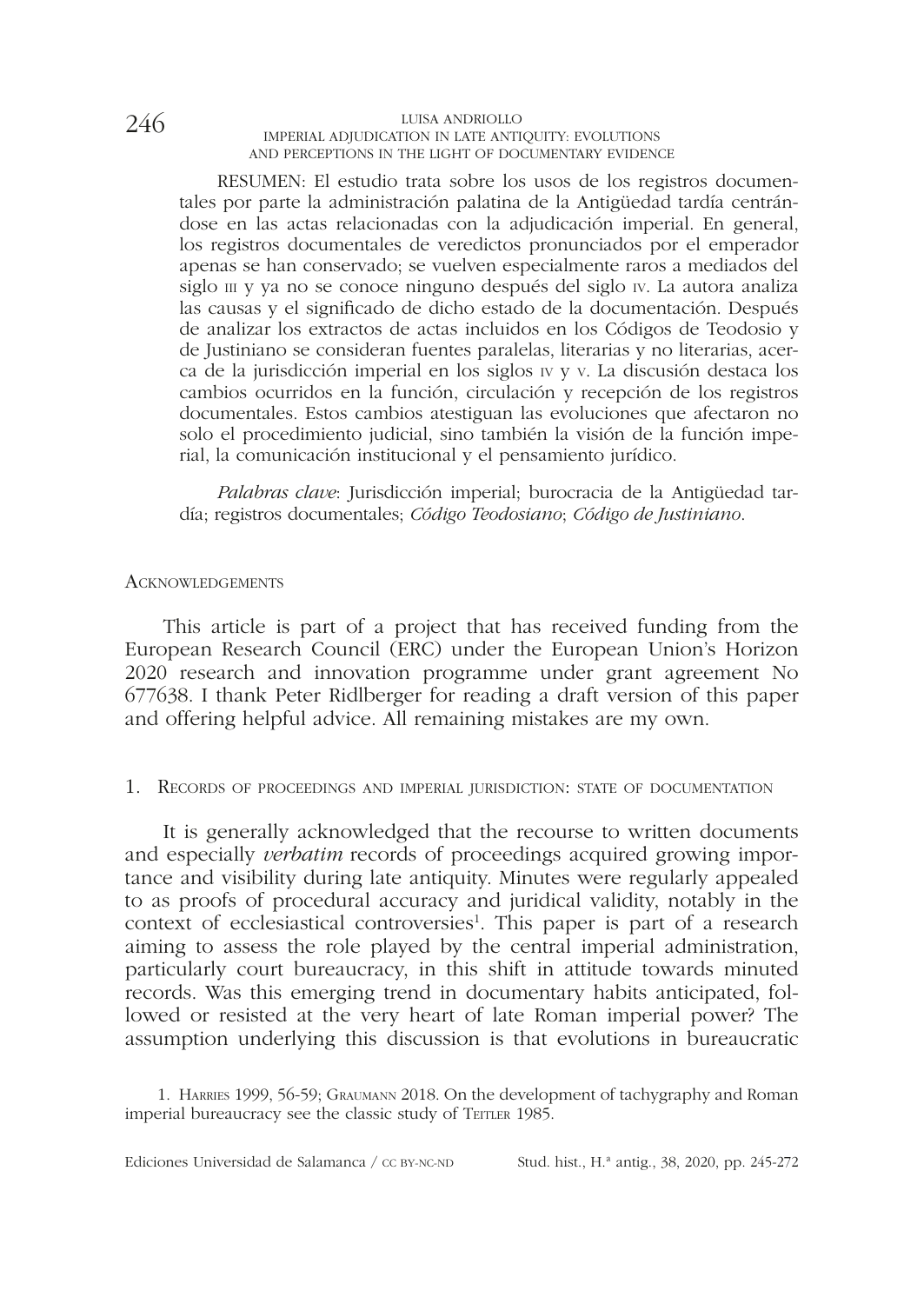RESUMEN: El estudio trata sobre los usos de los registros documentales por parte la administración palatina de la Antigüedad tardía centrándose en las actas relacionadas con la adjudicación imperial. En general, los registros documentales de veredictos pronunciados por el emperador apenas se han conservado; se vuelven especialmente raros a mediados del siglo III y ya no se conoce ninguno después del siglo IV. La autora analiza las causas y el significado de dicho estado de la documentación. Después de analizar los extractos de actas incluidos en los Códigos de Teodosio y de Justiniano se consideran fuentes paralelas, literarias y no literarias, acerca de la jurisdicción imperial en los siglos IV y V. La discusión destaca los cambios ocurridos en la función, circulación y recepción de los registros documentales. Estos cambios atestiguan las evoluciones que afectaron no solo el procedimiento judicial, sino también la visión de la función imperial, la comunicación institucional y el pensamiento jurídico.

*Palabras clave*: Jurisdicción imperial; burocracia de la Antigüedad tardía; registros documentales; *Código Teodosiano*; *Código de Justiniano*.

## Acknowledgements

This article is part of a project that has received funding from the European Research Council (ERC) under the European Union's Horizon 2020 research and innovation programme under grant agreement No 677638. I thank Peter Ridlberger for reading a draft version of this paper and offering helpful advice. All remaining mistakes are my own.

## 1. Records of proceedings and imperial jurisdiction: state of documentation

It is generally acknowledged that the recourse to written documents and especially *verbatim* records of proceedings acquired growing importance and visibility during late antiquity. Minutes were regularly appealed to as proofs of procedural accuracy and juridical validity, notably in the context of ecclesiastical controversies[1]. This paper is part of a research aiming to assess the role played by the central imperial administration, particularly court bureaucracy, in this shift in attitude towards minuted records. Was this emerging trend in documentary habits anticipated, followed or resisted at the very heart of late Roman imperial power? The assumption underlying this discussion is that evolutions in bureaucratic

1. Harries 1999, 56-59; Graumann 2018. On the development of tachygraphy and Roman imperial bureaucracy see the classic study of Teitler 1985.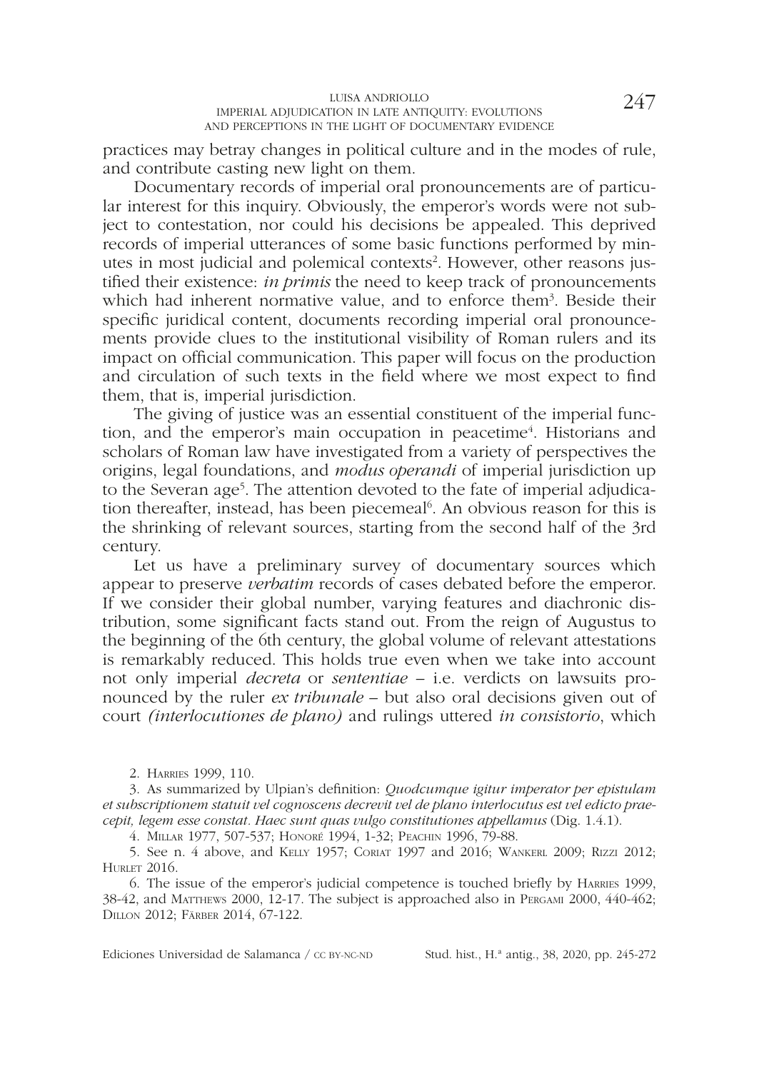practices may betray changes in political culture and in the modes of rule, and contribute casting new light on them.

Documentary records of imperial oral pronouncements are of particular interest for this inquiry. Obviously, the emperor's words were not subject to contestation, nor could his decisions be appealed. This deprived records of imperial utterances of some basic functions performed by minutes in most judicial and polemical contexts[2]. However, other reasons justified their existence: *in primis* the need to keep track of pronouncements which had inherent normative value, and to enforce them[3]. Beside their specific juridical content, documents recording imperial oral pronouncements provide clues to the institutional visibility of Roman rulers and its impact on official communication. This paper will focus on the production and circulation of such texts in the field where we most expect to find them, that is, imperial jurisdiction.

The giving of justice was an essential constituent of the imperial function, and the emperor's main occupation in peacetime[4]. Historians and scholars of Roman law have investigated from a variety of perspectives the origins, legal foundations, and *modus operandi* of imperial jurisdiction up to the Severan age[5]. The attention devoted to the fate of imperial adjudication thereafter, instead, has been piecemeal[6]. An obvious reason for this is the shrinking of relevant sources, starting from the second half of the 3rd century.

Let us have a preliminary survey of documentary sources which appear to preserve *verbatim* records of cases debated before the emperor. If we consider their global number, varying features and diachronic distribution, some significant facts stand out. From the reign of Augustus to the beginning of the 6th century, the global volume of relevant attestations is remarkably reduced. This holds true even when we take into account not only imperial *decreta* or *sententiae* – i.e. verdicts on lawsuits pronounced by the ruler *ex tribunale* – but also oral decisions given out of court *(interlocutiones de plano)* and rulings uttered *in consistorio*, which

2. Harries 1999, 110.

3. As summarized by Ulpian's definition: *Quodcumque igitur imperator per epistulam et subscriptionem statuit vel cognoscens decrevit vel de plano interlocutus est vel edicto praecepit, legem esse constat. Haec sunt quas vulgo constitutiones appellamus* (Dig. 1.4.1).

4. Millar 1977, 507-537; Honoré 1994, 1-32; Peachin 1996, 79-88.

5. See n. 4 above, and Kelly 1957; Coriat 1997 and 2016; Wankerl 2009; Rizzi 2012; Hurlet 2016.

6. The issue of the emperor's judicial competence is touched briefly by Harries 1999, 38-42, and Matthews 2000, 12-17. The subject is approached also in Pergami 2000, 440-462; Dillon 2012; Färber 2014, 67-122.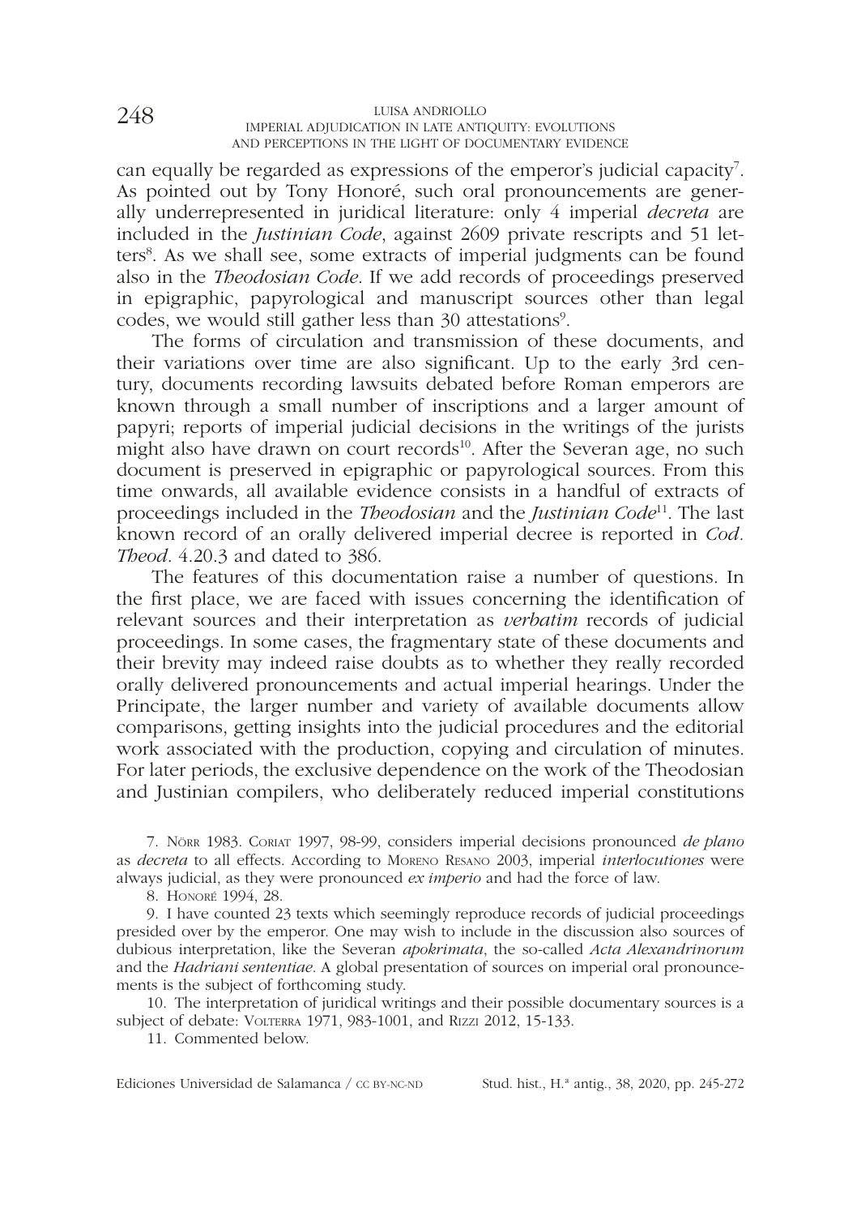can equally be regarded as expressions of the emperor's judicial capacity[7]. As pointed out by Tony Honoré, such oral pronouncements are generally underrepresented in juridical literature: only 4 imperial *decreta* are included in the *Justinian Code*, against 2609 private rescripts and 51 letters[8]. As we shall see, some extracts of imperial judgments can be found also in the *Theodosian Code*. If we add records of proceedings preserved in epigraphic, papyrological and manuscript sources other than legal codes, we would still gather less than 30 attestations[9].

The forms of circulation and transmission of these documents, and their variations over time are also significant. Up to the early 3rd century, documents recording lawsuits debated before Roman emperors are known through a small number of inscriptions and a larger amount of papyri; reports of imperial judicial decisions in the writings of the jurists might also have drawn on court records[10]. After the Severan age, no such document is preserved in epigraphic or papyrological sources. From this time onwards, all available evidence consists in a handful of extracts of proceedings included in the *Theodosian* and the *Justinian Code*[11]. The last known record of an orally delivered imperial decree is reported in *Cod. Theod*. 4.20.3 and dated to 386.

The features of this documentation raise a number of questions. In the first place, we are faced with issues concerning the identification of relevant sources and their interpretation as *verbatim* records of judicial proceedings. In some cases, the fragmentary state of these documents and their brevity may indeed raise doubts as to whether they really recorded orally delivered pronouncements and actual imperial hearings. Under the Principate, the larger number and variety of available documents allow comparisons, getting insights into the judicial procedures and the editorial work associated with the production, copying and circulation of minutes. For later periods, the exclusive dependence on the work of the Theodosian and Justinian compilers, who deliberately reduced imperial constitutions

7. Nörr 1983. Coriat 1997, 98-99, considers imperial decisions pronounced *de plano* as *decreta* to all effects. According to Moreno Resano 2003, imperial *interlocutiones* were always judicial, as they were pronounced *ex imperio* and had the force of law.

8. Honoré 1994, 28.

9. I have counted 23 texts which seemingly reproduce records of judicial proceedings presided over by the emperor. One may wish to include in the discussion also sources of dubious interpretation, like the Severan *apokrimata*, the so-called *Acta Alexandrinorum* and the *Hadriani sententiae*. A global presentation of sources on imperial oral pronouncements is the subject of forthcoming study.

10. The interpretation of juridical writings and their possible documentary sources is a subject of debate: Volterra 1971, 983-1001, and Rizzi 2012, 15-133.

11. Commented below.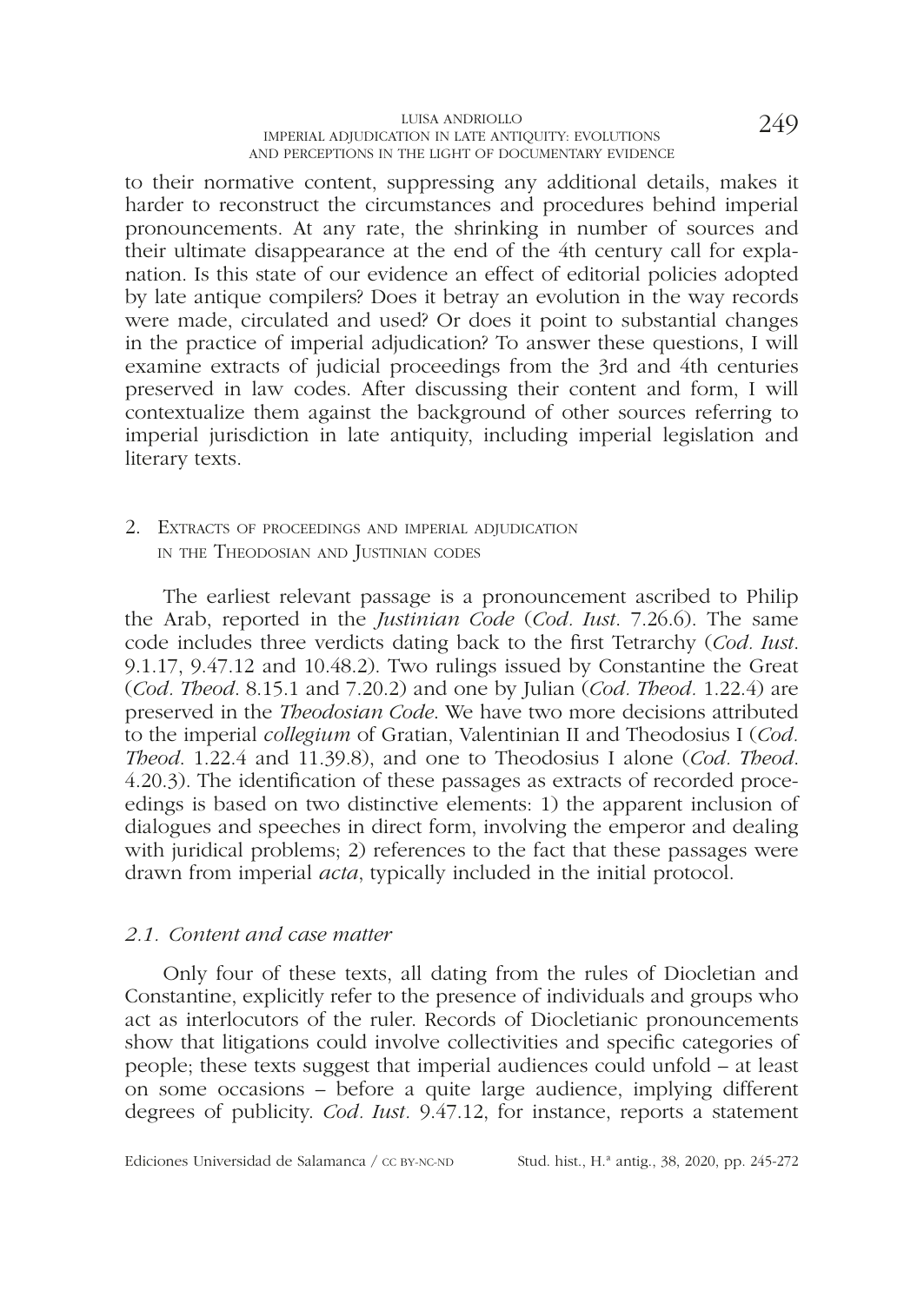to their normative content, suppressing any additional details, makes it harder to reconstruct the circumstances and procedures behind imperial pronouncements. At any rate, the shrinking in number of sources and their ultimate disappearance at the end of the 4th century call for explanation. Is this state of our evidence an effect of editorial policies adopted by late antique compilers? Does it betray an evolution in the way records were made, circulated and used? Or does it point to substantial changes in the practice of imperial adjudication? To answer these questions, I will examine extracts of judicial proceedings from the 3rd and 4th centuries preserved in law codes. After discussing their content and form, I will contextualize them against the background of other sources referring to imperial jurisdiction in late antiquity, including imperial legislation and literary texts.

## 2. Extracts of proceedings and imperial adjudication in the Theodosian and Justinian codes

The earliest relevant passage is a pronouncement ascribed to Philip the Arab, reported in the *Justinian Code* (*Cod. Iust.* 7.26.6). The same code includes three verdicts dating back to the first Tetrarchy (*Cod. Iust.* 9.1.17, 9.47.12 and 10.48.2). Two rulings issued by Constantine the Great (*Cod. Theod.* 8.15.1 and 7.20.2) and one by Julian (*Cod. Theod.* 1.22.4) are preserved in the *Theodosian Code*. We have two more decisions attributed to the imperial *collegium* of Gratian, Valentinian II and Theodosius I (*Cod. Theod.* 1.22.4 and 11.39.8), and one to Theodosius I alone (*Cod. Theod.* 4.20.3). The identification of these passages as extracts of recorded proceedings is based on two distinctive elements: 1) the apparent inclusion of dialogues and speeches in direct form, involving the emperor and dealing with juridical problems; 2) references to the fact that these passages were drawn from imperial *acta*, typically included in the initial protocol.

### *2.1. Content and case matter*

Only four of these texts, all dating from the rules of Diocletian and Constantine, explicitly refer to the presence of individuals and groups who act as interlocutors of the ruler. Records of Diocletianic pronouncements show that litigations could involve collectivities and specific categories of people; these texts suggest that imperial audiences could unfold – at least on some occasions – before a quite large audience, implying different degrees of publicity. *Cod. Iust.* 9.47.12, for instance, reports a statement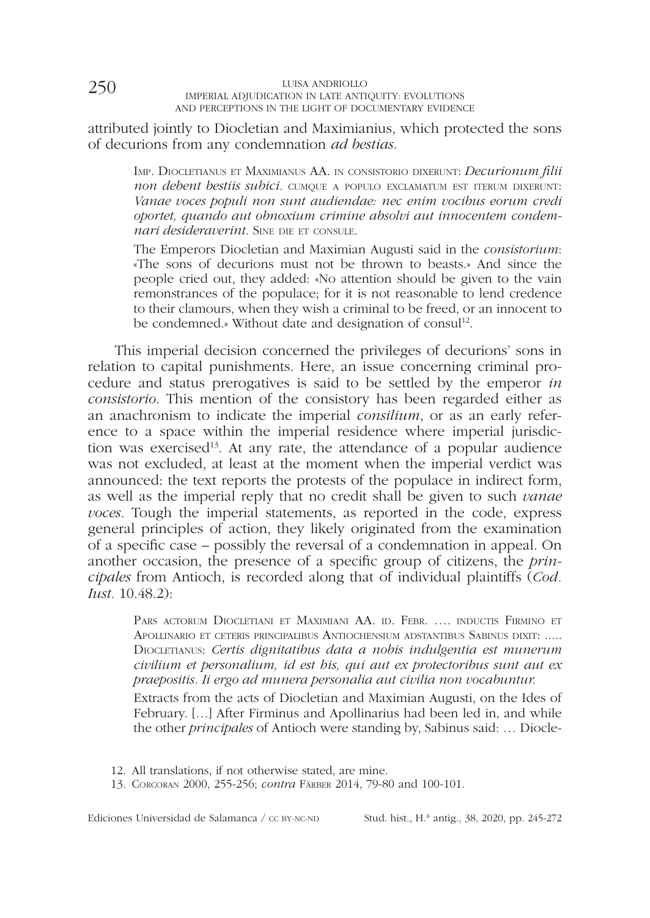attributed jointly to Diocletian and Maximianus, which protected the sons of decurions from any condemnation *ad bestias*.

> Imp. Diocletianus et Maximianus AA. in consistorio dixerunt: *Decurionum filii non debent bestiis subici*. cumque a populo exclamatum est iterum dixerunt: *Vanae voces populi non sunt audiendae: nec enim vocibus eorum credi oportet, quando aut obnoxium crimine absolvi aut innocentem condemnari desideraverint*. Sine die et consule.
>
> The Emperors Diocletian and Maximian Augusti said in the *consistorium*: «The sons of decurions must not be thrown to beasts.» And since the people cried out, they added: «No attention should be given to the vain remonstrances of the populace; for it is not reasonable to lend credence to their clamours, when they wish a criminal to be freed, or an innocent to be condemned.» Without date and designation of consul[12].

This imperial decision concerned the privileges of decurions' sons in relation to capital punishments. Here, an issue concerning criminal procedure and status prerogatives is said to be settled by the emperor *in consistorio*. This mention of the consistory has been regarded either as an anachronism to indicate the imperial *consilium*, or as an early reference to a space within the imperial residence where imperial jurisdiction was exercised[13]. At any rate, the attendance of a popular audience was not excluded, at least at the moment when the imperial verdict was announced: the text reports the protests of the populace in indirect form, as well as the imperial reply that no credit shall be given to such *vanae voces*. Tough the imperial statements, as reported in the code, express general principles of action, they likely originated from the examination of a specific case – possibly the reversal of a condemnation in appeal. On another occasion, the presence of a specific group of citizens, the *principales* from Antioch, is recorded along that of individual plaintiffs (*Cod. Iust.* 10.48.2):

> Pars actorum Diocletiani et Maximiani AA. id. Febr. …. inductis Firmino et Apollinario et ceteris principalibus Antiochensium adstantibus Sabinus dixit: ….. Diocletianus: *Certis dignitatibus data a nobis indulgentia est munerum civilium et personalium, id est his, qui aut ex protectoribus sunt aut ex praepositis. Ii ergo ad munera personalia aut civilia non vocabuntur.*
>
> Extracts from the acts of Diocletian and Maximian Augusti, on the Ides of February. […] After Firminus and Apollinarius had been led in, and while the other *principales* of Antioch were standing by, Sabinus said: … Diocle-

12. All translations, if not otherwise stated, are mine.
13. Corcoran 2000, 255-256; *contra* Färber 2014, 79-80 and 100-101.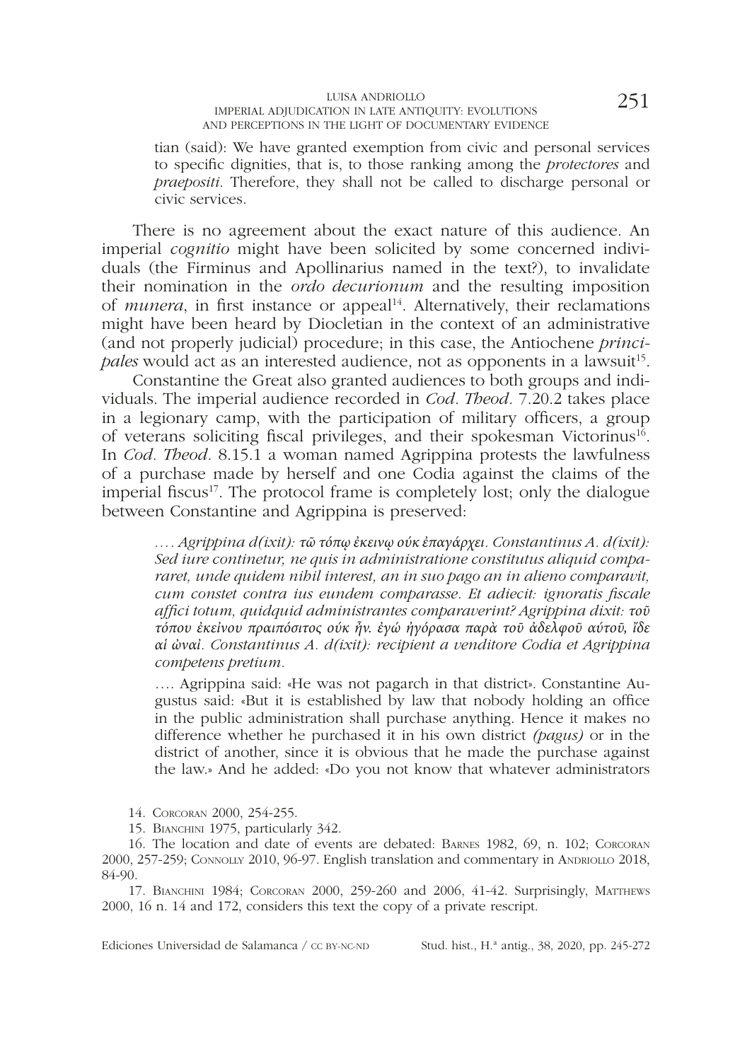tian (said): We have granted exemption from civic and personal services to specific dignities, that is, to those ranking among the *protectores* and *praepositi*. Therefore, they shall not be called to discharge personal or civic services.

There is no agreement about the exact nature of this audience. An imperial *cognitio* might have been solicited by some concerned individuals (the Firminus and Apollinarius named in the text?), to invalidate their nomination in the *ordo decurionum* and the resulting imposition of *munera*, in first instance or appeal[14]. Alternatively, their reclamations might have been heard by Diocletian in the context of an administrative (and not properly judicial) procedure; in this case, the Antiochene *principales* would act as an interested audience, not as opponents in a lawsuit[15].

Constantine the Great also granted audiences to both groups and individuals. The imperial audience recorded in *Cod. Theod.* 7.20.2 takes place in a legionary camp, with the participation of military officers, a group of veterans soliciting fiscal privileges, and their spokesman Victorinus[16]. In *Cod. Theod.* 8.15.1 a woman named Agrippina protests the lawfulness of a purchase made by herself and one Codia against the claims of the imperial fiscus[17]. The protocol frame is completely lost; only the dialogue between Constantine and Agrippina is preserved:

> *.... Agrippina d(ixit): τῶ τόπῳ ἐκεινῳ ούκ ἐπαγάρχει. Constantinus A. d(ixit): Sed iure continetur, ne quis in administratione constitutus aliquid compararet, unde quidem nihil interest, an in suo pago an in alieno comparavit, cum constet contra ius eundem comparasse. Et adiecit: ignoratis fiscale affici totum, quidquid administrantes comparaverint? Agrippina dixit: τοῦ τόπου ἐκείνου πραιπόσιτος ούκ ἦν. ἐγώ ἠγόρασα παρὰ τοῦ ἀδελφοῦ αύτοῦ, ἴδε αἱ ὠναὶ. Constantinus A. d(ixit): recipient a venditore Codia et Agrippina competens pretium.*
>
> .... Agrippina said: «He was not pagarch in that district». Constantine Augustus said: «But it is established by law that nobody holding an office in the public administration shall purchase anything. Hence it makes no difference whether he purchased it in his own district *(pagus)* or in the district of another, since it is obvious that he made the purchase against the law.» And he added: «Do you not know that whatever administrators

14. Corcoran 2000, 254-255.

15. Bianchini 1975, particularly 342.

16. The location and date of events are debated: Barnes 1982, 69, n. 102; Corcoran 2000, 257-259; Connolly 2010, 96-97. English translation and commentary in Andriollo 2018, 84-90.

17. Bianchini 1984; Corcoran 2000, 259-260 and 2006, 41-42. Surprisingly, Matthews 2000, 16 n. 14 and 172, considers this text the copy of a private rescript.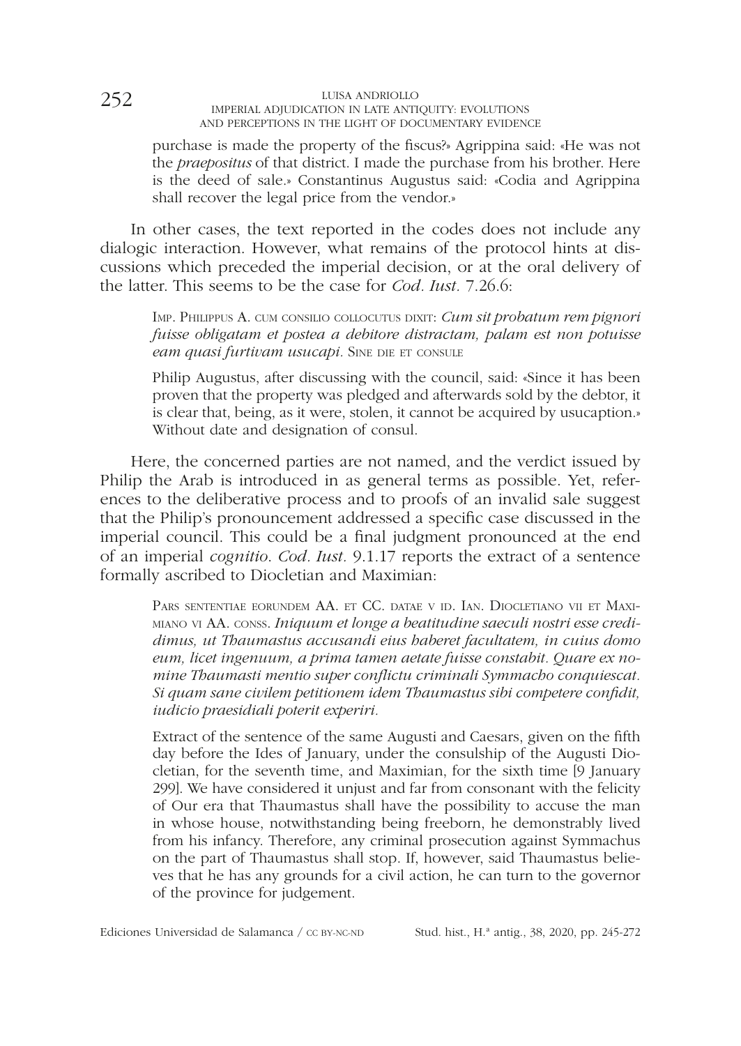purchase is made the property of the fiscus?» Agrippina said: «He was not the *praepositus* of that district. I made the purchase from his brother. Here is the deed of sale.» Constantinus Augustus said: «Codia and Agrippina shall recover the legal price from the vendor.»

In other cases, the text reported in the codes does not include any dialogic interaction. However, what remains of the protocol hints at discussions which preceded the imperial decision, or at the oral delivery of the latter. This seems to be the case for *Cod. Iust.* 7.26.6:

> Imp. Philippus A. cum consilio collocutus dixit: *Cum sit probatum rem pignori fuisse obligatam et postea a debitore distractam, palam est non potuisse eam quasi furtivam usucapi.* Sine die et consule
>
> Philip Augustus, after discussing with the council, said: «Since it has been proven that the property was pledged and afterwards sold by the debtor, it is clear that, being, as it were, stolen, it cannot be acquired by usucaption.» Without date and designation of consul.

Here, the concerned parties are not named, and the verdict issued by Philip the Arab is introduced in as general terms as possible. Yet, references to the deliberative process and to proofs of an invalid sale suggest that the Philip's pronouncement addressed a specific case discussed in the imperial council. This could be a final judgment pronounced at the end of an imperial *cognitio*. *Cod. Iust.* 9.1.17 reports the extract of a sentence formally ascribed to Diocletian and Maximian:

> Pars sententiae eorundem AA. et CC. datae v id. Ian. Diocletiano vii et Maximiano vi AA. conss. *Iniquum et longe a beatitudine saeculi nostri esse credidimus, ut Thaumastus accusandi eius haberet facultatem, in cuius domo eum, licet ingenuum, a prima tamen aetate fuisse constabit. Quare ex nomine Thaumasti mentio super conflictu criminali Symmacho conquiescat. Si quam sane civilem petitionem idem Thaumastus sibi competere confidit, iudicio praesidiali poterit experiri.*
>
> Extract of the sentence of the same Augusti and Caesars, given on the fifth day before the Ides of January, under the consulship of the Augusti Diocletian, for the seventh time, and Maximian, for the sixth time [9 January 299]. We have considered it unjust and far from consonant with the felicity of Our era that Thaumastus shall have the possibility to accuse the man in whose house, notwithstanding being freeborn, he demonstrably lived from his infancy. Therefore, any criminal prosecution against Symmachus on the part of Thaumastus shall stop. If, however, said Thaumastus believes that he has any grounds for a civil action, he can turn to the governor of the province for judgement.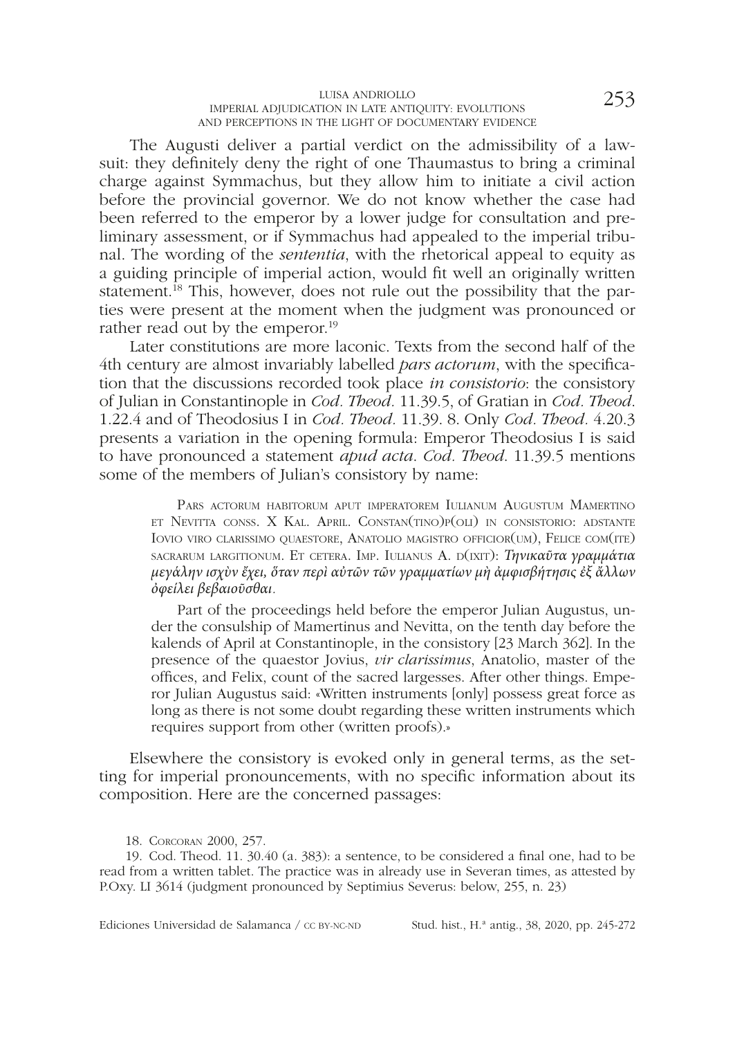The Augusti deliver a partial verdict on the admissibility of a lawsuit: they definitely deny the right of one Thaumastus to bring a criminal charge against Symmachus, but they allow him to initiate a civil action before the provincial governor. We do not know whether the case had been referred to the emperor by a lower judge for consultation and preliminary assessment, or if Symmachus had appealed to the imperial tribunal. The wording of the *sententia*, with the rhetorical appeal to equity as a guiding principle of imperial action, would fit well an originally written statement.[18] This, however, does not rule out the possibility that the parties were present at the moment when the judgment was pronounced or rather read out by the emperor.[19]

Later constitutions are more laconic. Texts from the second half of the 4th century are almost invariably labelled *pars actorum*, with the specification that the discussions recorded took place *in consistorio*: the consistory of Julian in Constantinople in *Cod. Theod.* 11.39.5, of Gratian in *Cod. Theod.* 1.22.4 and of Theodosius I in *Cod. Theod.* 11.39. 8. Only *Cod. Theod.* 4.20.3 presents a variation in the opening formula: Emperor Theodosius I is said to have pronounced a statement *apud acta*. *Cod. Theod.* 11.39.5 mentions some of the members of Julian's consistory by name:

> Pars actorum habitorum aput imperatorem Iulianum Augustum Mamertino et Nevitta conss. X Kal. April. Constan(tino)p(oli) in consistorio: adstante Iovio viro clarissimo quaestore, Anatolio magistro officior(um), Felice com(ite) sacrarum largitionum. Et cetera. Imp. Iulianus A. d(ixit): *Τηνικαῦτα γραμμάτια μεγάλην ισχὺν ἔχει, ὅταν περὶ αὐτῶν τῶν γραμματίων μὴ ἀμφισβήτησις ἐξ ἄλλων ὀφείλει βεβαιοῦσθαι.*
>
> Part of the proceedings held before the emperor Julian Augustus, under the consulship of Mamertinus and Nevitta, on the tenth day before the kalends of April at Constantinople, in the consistory [23 March 362]. In the presence of the quaestor Jovius, *vir clarissimus*, Anatolio, master of the offices, and Felix, count of the sacred largesses. After other things. Emperor Julian Augustus said: «Written instruments [only] possess great force as long as there is not some doubt regarding these written instruments which requires support from other (written proofs).»

Elsewhere the consistory is evoked only in general terms, as the setting for imperial pronouncements, with no specific information about its composition. Here are the concerned passages:

18. Corcoran 2000, 257.

19. Cod. Theod. 11. 30.40 (a. 383): a sentence, to be considered a final one, had to be read from a written tablet. The practice was in already use in Severan times, as attested by P.Oxy. LI 3614 (judgment pronounced by Septimius Severus: below, 255, n. 23)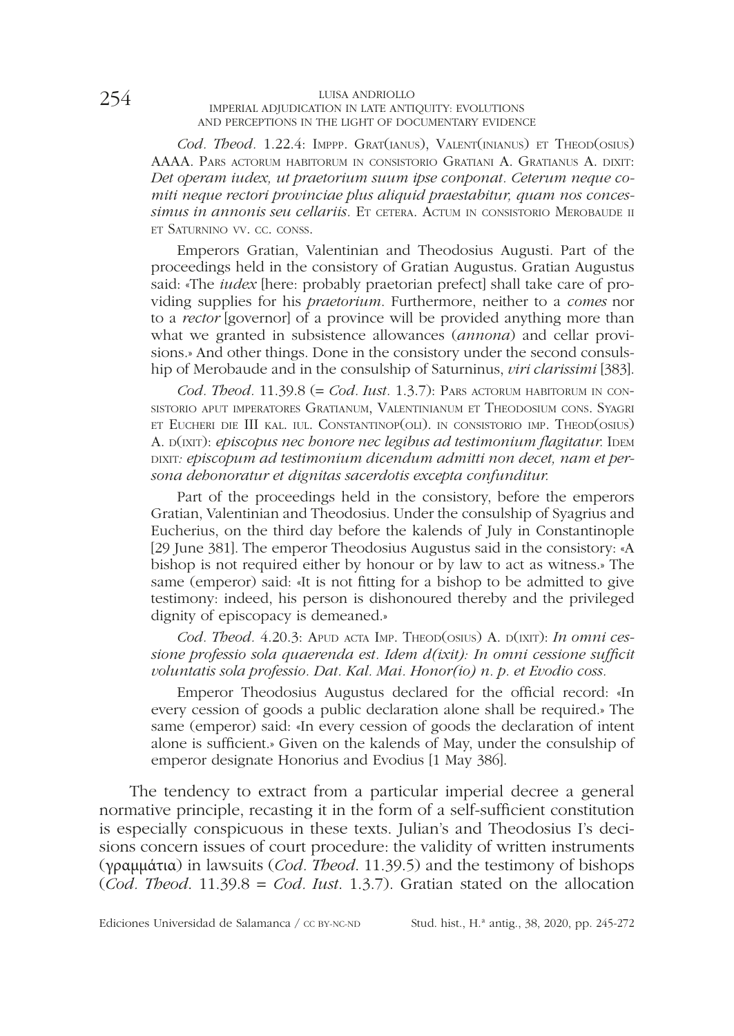*Cod. Theod.* 1.22.4: Imppp. Grat(ianus), Valent(inianus) et Theod(osius) AAAA. Pars actorum habitorum in consistorio Gratiani A. Gratianus A. dixit: *Det operam iudex, ut praetorium suum ipse conponat. Ceterum neque comiti neque rectori provinciae plus aliquid praestabitur, quam nos concessimus in annonis seu cellariis.* Et cetera. Actum in consistorio Merobaude ii et Saturnino vv. cc. conss.

Emperors Gratian, Valentinian and Theodosius Augusti. Part of the proceedings held in the consistory of Gratian Augustus. Gratian Augustus said: «The *iudex* [here: probably praetorian prefect] shall take care of providing supplies for his *praetorium*. Furthermore, neither to a *comes* nor to a *rector* [governor] of a province will be provided anything more than what we granted in subsistence allowances (*annona*) and cellar provisions.» And other things. Done in the consistory under the second consulship of Merobaude and in the consulship of Saturninus, *viri clarissimi* [383].

*Cod. Theod.* 11.39.8 (= *Cod. Iust.* 1.3.7): Pars actorum habitorum in consistorio aput imperatores Gratianum, Valentinianum et Theodosium cons. Syagri et Eucheri die III kal. iul. Constantinop(oli). in consistorio imp. Theod(osius) A. d(ixit): *episcopus nec honore nec legibus ad testimonium flagitatur.* Idem dixit*: episcopum ad testimonium dicendum admitti non decet, nam et persona dehonoratur et dignitas sacerdotis excepta confunditur.*

Part of the proceedings held in the consistory, before the emperors Gratian, Valentinian and Theodosius. Under the consulship of Syagrius and Eucherius, on the third day before the kalends of July in Constantinople [29 June 381]. The emperor Theodosius Augustus said in the consistory: «A bishop is not required either by honour or by law to act as witness.» The same (emperor) said: «It is not fitting for a bishop to be admitted to give testimony: indeed, his person is dishonoured thereby and the privileged dignity of episcopacy is demeaned.»

*Cod. Theod.* 4.20.3: Apud acta Imp. Theod(osius) A. d(ixit): *In omni cessione professio sola quaerenda est. Idem d(ixit): In omni cessione sufficit voluntatis sola professio. Dat. Kal. Mai. Honor(io) n. p. et Evodio coss.*

Emperor Theodosius Augustus declared for the official record: «In every cession of goods a public declaration alone shall be required.» The same (emperor) said: «In every cession of goods the declaration of intent alone is sufficient.» Given on the kalends of May, under the consulship of emperor designate Honorius and Evodius [1 May 386].

The tendency to extract from a particular imperial decree a general normative principle, recasting it in the form of a self-sufficient constitution is especially conspicuous in these texts. Julian's and Theodosius I's decisions concern issues of court procedure: the validity of written instruments (γραμμάτια) in lawsuits (*Cod. Theod.* 11.39.5) and the testimony of bishops (*Cod. Theod.* 11.39.8 = *Cod. Iust.* 1.3.7). Gratian stated on the allocation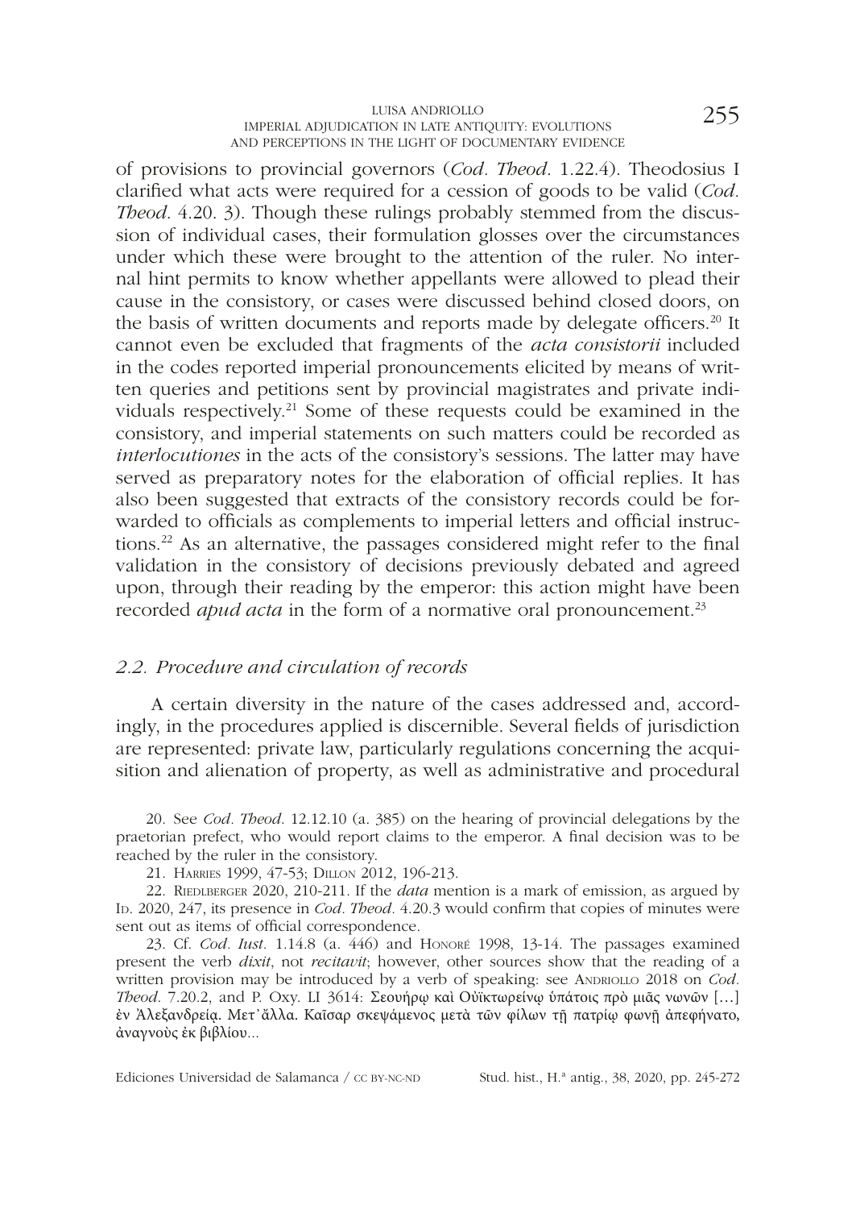of provisions to provincial governors (*Cod. Theod.* 1.22.4). Theodosius I clarified what acts were required for a cession of goods to be valid (*Cod. Theod.* 4.20. 3). Though these rulings probably stemmed from the discussion of individual cases, their formulation glosses over the circumstances under which these were brought to the attention of the ruler. No internal hint permits to know whether appellants were allowed to plead their cause in the consistory, or cases were discussed behind closed doors, on the basis of written documents and reports made by delegate officers.[20] It cannot even be excluded that fragments of the *acta consistorii* included in the codes reported imperial pronouncements elicited by means of written queries and petitions sent by provincial magistrates and private individuals respectively.[21] Some of these requests could be examined in the consistory, and imperial statements on such matters could be recorded as *interlocutiones* in the acts of the consistory's sessions. The latter may have served as preparatory notes for the elaboration of official replies. It has also been suggested that extracts of the consistory records could be forwarded to officials as complements to imperial letters and official instructions.[22] As an alternative, the passages considered might refer to the final validation in the consistory of decisions previously debated and agreed upon, through their reading by the emperor: this action might have been recorded *apud acta* in the form of a normative oral pronouncement.[23]

## *2.2. Procedure and circulation of records*

A certain diversity in the nature of the cases addressed and, accordingly, in the procedures applied is discernible. Several fields of jurisdiction are represented: private law, particularly regulations concerning the acquisition and alienation of property, as well as administrative and procedural

20. See *Cod. Theod.* 12.12.10 (a. 385) on the hearing of provincial delegations by the praetorian prefect, who would report claims to the emperor. A final decision was to be reached by the ruler in the consistory.

21. Harries 1999, 47-53; Dillon 2012, 196-213.

22. Riedlberger 2020, 210-211. If the *data* mention is a mark of emission, as argued by Id. 2020, 247, its presence in *Cod. Theod.* 4.20.3 would confirm that copies of minutes were sent out as items of official correspondence.

23. Cf. *Cod. Iust.* 1.14.8 (a. 446) and Honoré 1998, 13-14. The passages examined present the verb *dixit*, not *recitavit*; however, other sources show that the reading of a written provision may be introduced by a verb of speaking: see Andriollo 2018 on *Cod. Theod.* 7.20.2, and P. Oxy. LI 3614: Σεουήρῳ καὶ Οὐϊκτωρείνῳ ὑπάτοις πρὸ μιᾶς νωνῶν [...] ἐν Ἀλεξανδρείᾳ. Μετ᾽ἄλλα. Καῖσαρ σκεψάμενος μετὰ τῶν φίλων τῇ πατρίῳ φωνῇ ἀπεφήνατο, ἀναγνοὺς ἐκ βιβλίου...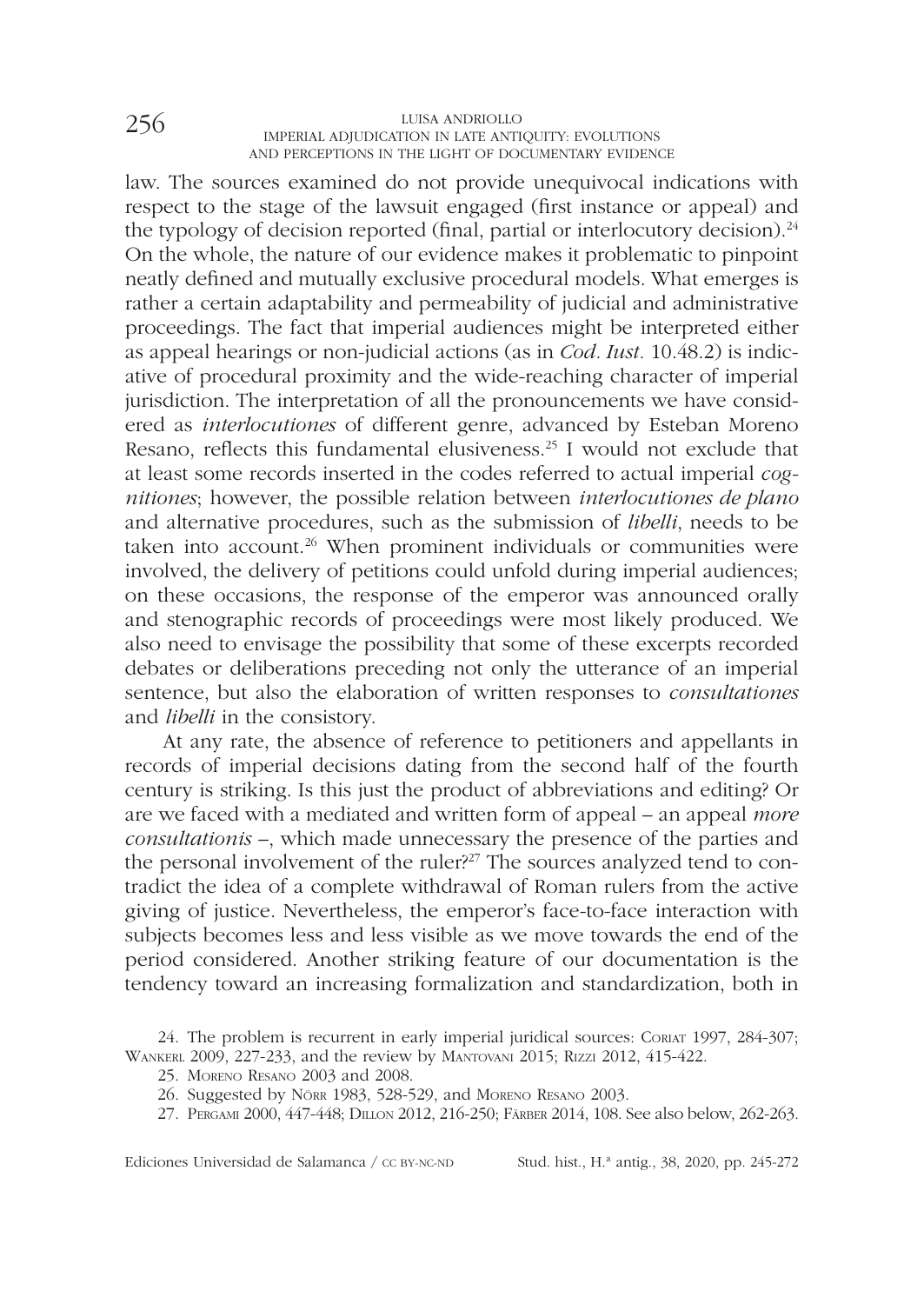law. The sources examined do not provide unequivocal indications with respect to the stage of the lawsuit engaged (first instance or appeal) and the typology of decision reported (final, partial or interlocutory decision).[24] On the whole, the nature of our evidence makes it problematic to pinpoint neatly defined and mutually exclusive procedural models. What emerges is rather a certain adaptability and permeability of judicial and administrative proceedings. The fact that imperial audiences might be interpreted either as appeal hearings or non-judicial actions (as in *Cod. Iust.* 10.48.2) is indicative of procedural proximity and the wide-reaching character of imperial jurisdiction. The interpretation of all the pronouncements we have considered as *interlocutiones* of different genre, advanced by Esteban Moreno Resano, reflects this fundamental elusiveness.[25] I would not exclude that at least some records inserted in the codes referred to actual imperial *cognitiones*; however, the possible relation between *interlocutiones de plano* and alternative procedures, such as the submission of *libelli*, needs to be taken into account.[26] When prominent individuals or communities were involved, the delivery of petitions could unfold during imperial audiences; on these occasions, the response of the emperor was announced orally and stenographic records of proceedings were most likely produced. We also need to envisage the possibility that some of these excerpts recorded debates or deliberations preceding not only the utterance of an imperial sentence, but also the elaboration of written responses to *consultationes* and *libelli* in the consistory.

At any rate, the absence of reference to petitioners and appellants in records of imperial decisions dating from the second half of the fourth century is striking. Is this just the product of abbreviations and editing? Or are we faced with a mediated and written form of appeal – an appeal *more consultationis* –, which made unnecessary the presence of the parties and the personal involvement of the ruler?[27] The sources analyzed tend to contradict the idea of a complete withdrawal of Roman rulers from the active giving of justice. Nevertheless, the emperor's face-to-face interaction with subjects becomes less and less visible as we move towards the end of the period considered. Another striking feature of our documentation is the tendency toward an increasing formalization and standardization, both in

24. The problem is recurrent in early imperial juridical sources: Coriat 1997, 284-307; Wankerl 2009, 227-233, and the review by Mantovani 2015; Rizzi 2012, 415-422.

25. Moreno Resano 2003 and 2008.

26. Suggested by Nörr 1983, 528-529, and Moreno Resano 2003.

27. Pergami 2000, 447-448; Dillon 2012, 216-250; Färber 2014, 108. See also below, 262-263.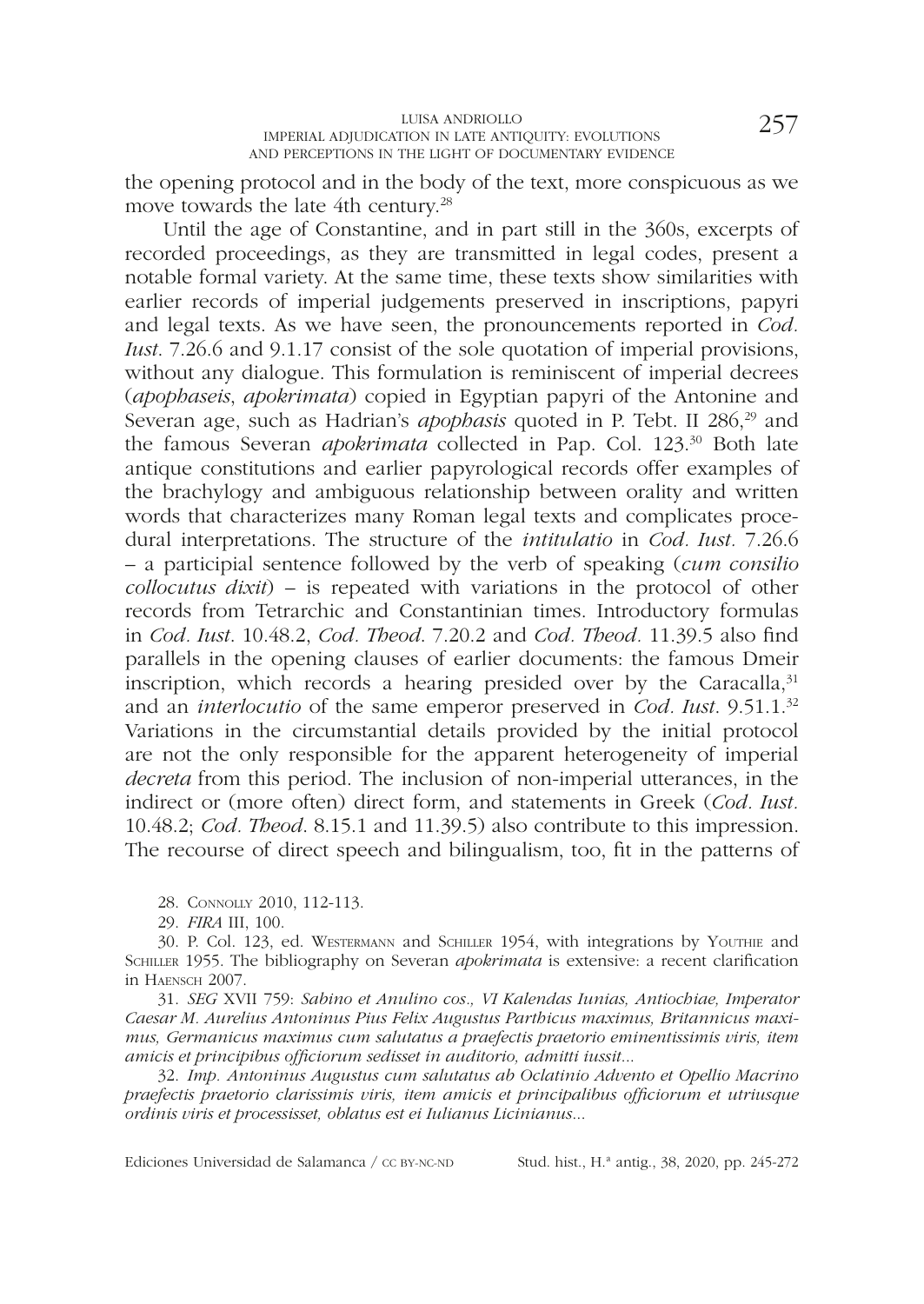the opening protocol and in the body of the text, more conspicuous as we move towards the late 4th century.[28]

Until the age of Constantine, and in part still in the 360s, excerpts of recorded proceedings, as they are transmitted in legal codes, present a notable formal variety. At the same time, these texts show similarities with earlier records of imperial judgements preserved in inscriptions, papyri and legal texts. As we have seen, the pronouncements reported in *Cod. Iust.* 7.26.6 and 9.1.17 consist of the sole quotation of imperial provisions, without any dialogue. This formulation is reminiscent of imperial decrees (*apophaseis*, *apokrimata*) copied in Egyptian papyri of the Antonine and Severan age, such as Hadrian's *apophasis* quoted in P. Tebt. II 286,[29] and the famous Severan *apokrimata* collected in Pap. Col. 123.[30] Both late antique constitutions and earlier papyrological records offer examples of the brachylogy and ambiguous relationship between orality and written words that characterizes many Roman legal texts and complicates procedural interpretations. The structure of the *intitulatio* in *Cod. Iust.* 7.26.6 – a participial sentence followed by the verb of speaking (*cum consilio collocutus dixit*) – is repeated with variations in the protocol of other records from Tetrarchic and Constantinian times. Introductory formulas in *Cod. Iust.* 10.48.2, *Cod. Theod.* 7.20.2 and *Cod. Theod.* 11.39.5 also find parallels in the opening clauses of earlier documents: the famous Dmeir inscription, which records a hearing presided over by the Caracalla,[31] and an *interlocutio* of the same emperor preserved in *Cod. Iust.* 9.51.1.[32] Variations in the circumstantial details provided by the initial protocol are not the only responsible for the apparent heterogeneity of imperial *decreta* from this period. The inclusion of non-imperial utterances, in the indirect or (more often) direct form, and statements in Greek (*Cod. Iust.* 10.48.2; *Cod. Theod.* 8.15.1 and 11.39.5) also contribute to this impression. The recourse of direct speech and bilingualism, too, fit in the patterns of

28. Connolly 2010, 112-113.

29. *FIRA* III, 100.

30. P. Col. 123, ed. Westermann and Schiller 1954, with integrations by Youthie and Schiller 1955. The bibliography on Severan *apokrimata* is extensive: a recent clarification in Haensch 2007.

31. *SEG* XVII 759: *Sabino et Anulino cos., VI Kalendas Iunias, Antiochiae, Imperator Caesar M. Aurelius Antoninus Pius Felix Augustus Parthicus maximus, Britannicus maximus, Germanicus maximus cum salutatus a praefectis praetorio eminentissimis viris, item amicis et principibus officiorum sedisset in auditorio, admitti iussit*...

32. *Imp. Antoninus Augustus cum salutatus ab Oclatinio Advento et Opellio Macrino praefectis praetorio clarissimis viris, item amicis et principalibus officiorum et utriusque ordinis viris et processisset, oblatus est ei Iulianus Licinianus*...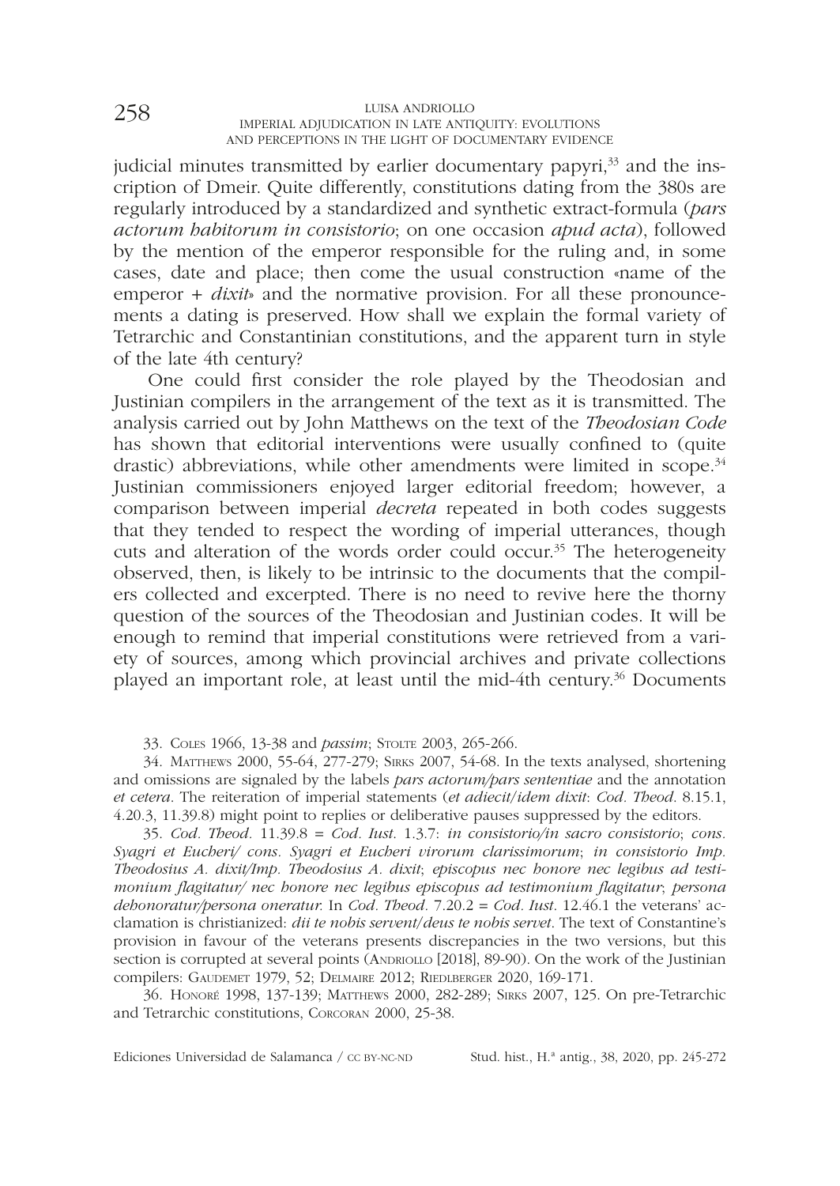judicial minutes transmitted by earlier documentary papyri,[33] and the inscription of Dmeir. Quite differently, constitutions dating from the 380s are regularly introduced by a standardized and synthetic extract-formula (*pars actorum habitorum in consistorio*; on one occasion *apud acta*), followed by the mention of the emperor responsible for the ruling and, in some cases, date and place; then come the usual construction «name of the emperor + *dixit*» and the normative provision. For all these pronouncements a dating is preserved. How shall we explain the formal variety of Tetrarchic and Constantinian constitutions, and the apparent turn in style of the late 4th century?

One could first consider the role played by the Theodosian and Justinian compilers in the arrangement of the text as it is transmitted. The analysis carried out by John Matthews on the text of the *Theodosian Code* has shown that editorial interventions were usually confined to (quite drastic) abbreviations, while other amendments were limited in scope.[34] Justinian commissioners enjoyed larger editorial freedom; however, a comparison between imperial *decreta* repeated in both codes suggests that they tended to respect the wording of imperial utterances, though cuts and alteration of the words order could occur.[35] The heterogeneity observed, then, is likely to be intrinsic to the documents that the compilers collected and excerpted. There is no need to revive here the thorny question of the sources of the Theodosian and Justinian codes. It will be enough to remind that imperial constitutions were retrieved from a variety of sources, among which provincial archives and private collections played an important role, at least until the mid-4th century.[36] Documents

33. Coles 1966, 13-38 and *passim*; Stolte 2003, 265-266.

34. Matthews 2000, 55-64, 277-279; Sirks 2007, 54-68. In the texts analysed, shortening and omissions are signaled by the labels *pars actorum/pars sententiae* and the annotation *et cetera*. The reiteration of imperial statements (*et adiecit/idem dixit*: *Cod. Theod.* 8.15.1, 4.20.3, 11.39.8) might point to replies or deliberative pauses suppressed by the editors.

35. *Cod. Theod.* 11.39.8 = *Cod. Iust.* 1.3.7: *in consistorio/in sacro consistorio*; *cons. Syagri et Eucheri/ cons. Syagri et Eucheri virorum clarissimorum*; *in consistorio Imp. Theodosius A. dixit/Imp. Theodosius A. dixit*; *episcopus nec honore nec legibus ad testimonium flagitatur/ nec honore nec legibus episcopus ad testimonium flagitatur*; *persona dehonoratur/persona oneratur*. In *Cod. Theod.* 7.20.2 = *Cod. Iust.* 12.46.1 the veterans' acclamation is christianized: *dii te nobis servent/deus te nobis servet*. The text of Constantine's provision in favour of the veterans presents discrepancies in the two versions, but this section is corrupted at several points (Andriollo [2018], 89-90). On the work of the Justinian compilers: Gaudemet 1979, 52; Delmaire 2012; Riedlberger 2020, 169-171.

36. Honoré 1998, 137-139; Matthews 2000, 282-289; Sirks 2007, 125. On pre-Tetrarchic and Tetrarchic constitutions, Corcoran 2000, 25-38.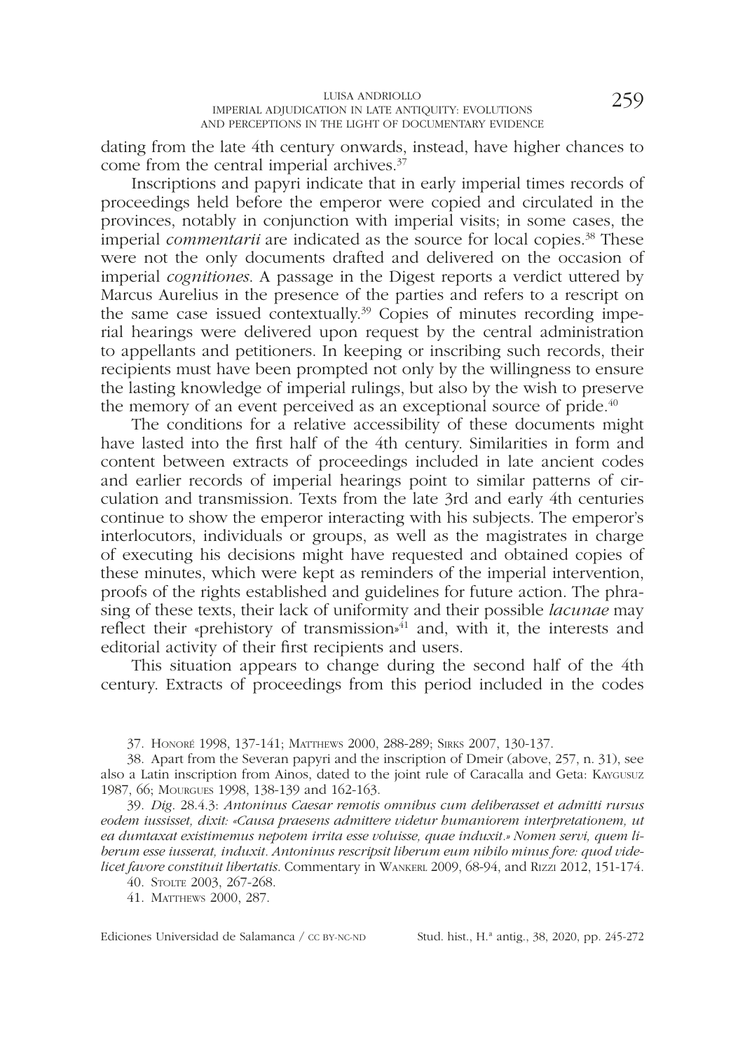dating from the late 4th century onwards, instead, have higher chances to come from the central imperial archives.[37]

Inscriptions and papyri indicate that in early imperial times records of proceedings held before the emperor were copied and circulated in the provinces, notably in conjunction with imperial visits; in some cases, the imperial *commentarii* are indicated as the source for local copies.[38] These were not the only documents drafted and delivered on the occasion of imperial *cognitiones*. A passage in the Digest reports a verdict uttered by Marcus Aurelius in the presence of the parties and refers to a rescript on the same case issued contextually.[39] Copies of minutes recording imperial hearings were delivered upon request by the central administration to appellants and petitioners. In keeping or inscribing such records, their recipients must have been prompted not only by the willingness to ensure the lasting knowledge of imperial rulings, but also by the wish to preserve the memory of an event perceived as an exceptional source of pride.[40]

The conditions for a relative accessibility of these documents might have lasted into the first half of the 4th century. Similarities in form and content between extracts of proceedings included in late ancient codes and earlier records of imperial hearings point to similar patterns of circulation and transmission. Texts from the late 3rd and early 4th centuries continue to show the emperor interacting with his subjects. The emperor's interlocutors, individuals or groups, as well as the magistrates in charge of executing his decisions might have requested and obtained copies of these minutes, which were kept as reminders of the imperial intervention, proofs of the rights established and guidelines for future action. The phrasing of these texts, their lack of uniformity and their possible *lacunae* may reflect their «prehistory of transmission»[41] and, with it, the interests and editorial activity of their first recipients and users.

This situation appears to change during the second half of the 4th century. Extracts of proceedings from this period included in the codes

---

37. Honoré 1998, 137-141; Matthews 2000, 288-289; Sirks 2007, 130-137.

38. Apart from the Severan papyri and the inscription of Dmeir (above, 257, n. 31), see also a Latin inscription from Ainos, dated to the joint rule of Caracalla and Geta: Kaygusuz 1987, 66; Mourgues 1998, 138-139 and 162-163.

39. *Dig.* 28.4.3: *Antoninus Caesar remotis omnibus cum deliberasset et admitti rursus eodem iussisset, dixit: «Causa praesens admittere videtur humaniorem interpretationem, ut ea dumtaxat existimemus nepotem irrita esse voluisse, quae induxit.» Nomen servi, quem liberum esse iusserat, induxit. Antoninus rescripsit liberum eum nihilo minus fore: quod videlicet favore constituit libertatis.* Commentary in Wankerl 2009, 68-94, and Rizzi 2012, 151-174.

40. Stolte 2003, 267-268.

41. Matthews 2000, 287.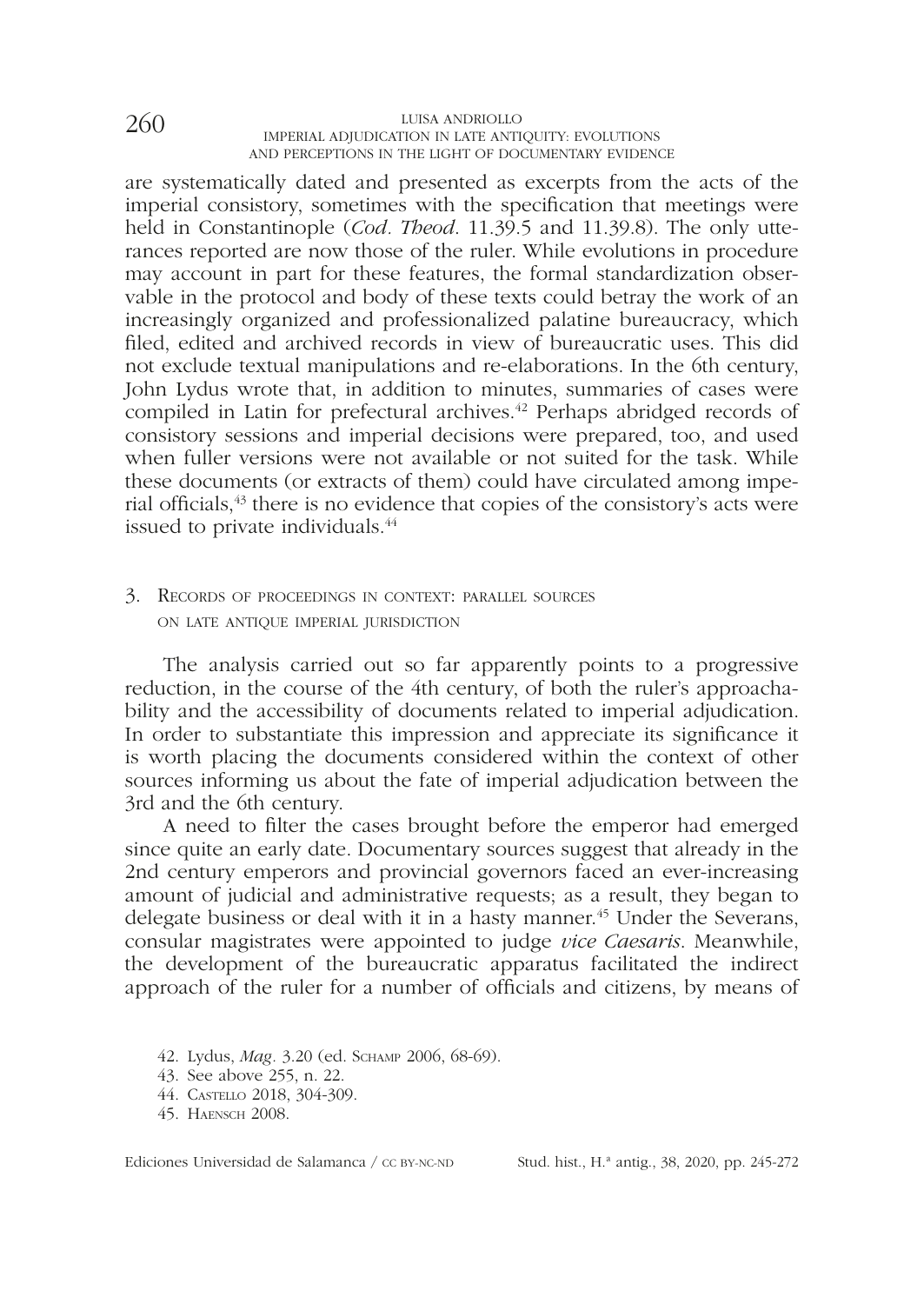are systematically dated and presented as excerpts from the acts of the imperial consistory, sometimes with the specification that meetings were held in Constantinople (*Cod. Theod.* 11.39.5 and 11.39.8). The only utterances reported are now those of the ruler. While evolutions in procedure may account in part for these features, the formal standardization observable in the protocol and body of these texts could betray the work of an increasingly organized and professionalized palatine bureaucracy, which filed, edited and archived records in view of bureaucratic uses. This did not exclude textual manipulations and re-elaborations. In the 6th century, John Lydus wrote that, in addition to minutes, summaries of cases were compiled in Latin for prefectural archives.[42] Perhaps abridged records of consistory sessions and imperial decisions were prepared, too, and used when fuller versions were not available or not suited for the task. While these documents (or extracts of them) could have circulated among imperial officials,[43] there is no evidence that copies of the consistory's acts were issued to private individuals.[44]

## 3. Records of proceedings in context: parallel sources on late antique imperial jurisdiction

The analysis carried out so far apparently points to a progressive reduction, in the course of the 4th century, of both the ruler's approachability and the accessibility of documents related to imperial adjudication. In order to substantiate this impression and appreciate its significance it is worth placing the documents considered within the context of other sources informing us about the fate of imperial adjudication between the 3rd and the 6th century.

A need to filter the cases brought before the emperor had emerged since quite an early date. Documentary sources suggest that already in the 2nd century emperors and provincial governors faced an ever-increasing amount of judicial and administrative requests; as a result, they began to delegate business or deal with it in a hasty manner.[45] Under the Severans, consular magistrates were appointed to judge *vice Caesaris*. Meanwhile, the development of the bureaucratic apparatus facilitated the indirect approach of the ruler for a number of officials and citizens, by means of

42. Lydus, *Mag*. 3.20 (ed. Schamp 2006, 68-69).

43. See above 255, n. 22.

44. Castello 2018, 304-309.

45. Haensch 2008.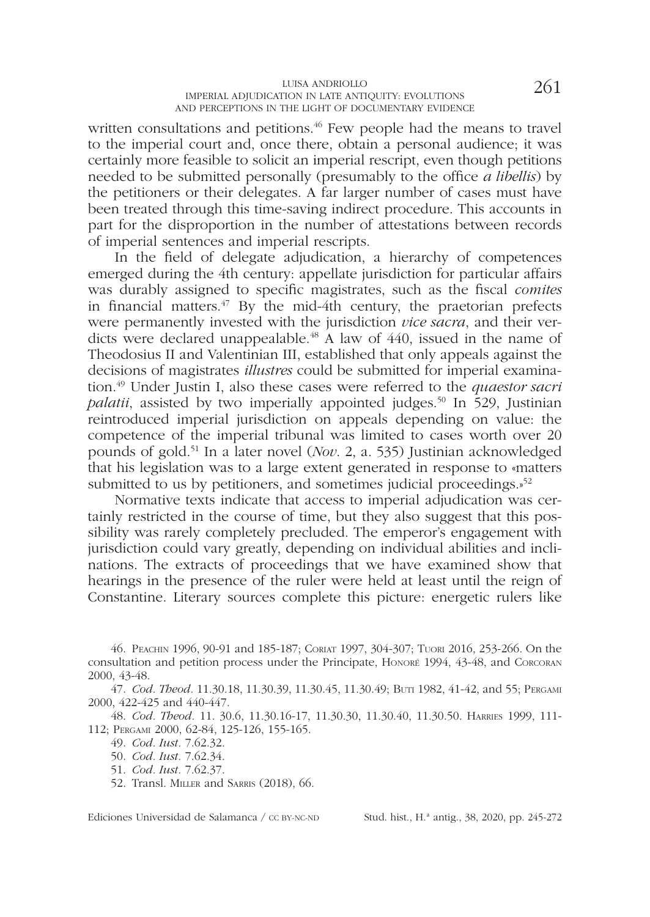written consultations and petitions.[46] Few people had the means to travel to the imperial court and, once there, obtain a personal audience; it was certainly more feasible to solicit an imperial rescript, even though petitions needed to be submitted personally (presumably to the office *a libellis*) by the petitioners or their delegates. A far larger number of cases must have been treated through this time-saving indirect procedure. This accounts in part for the disproportion in the number of attestations between records of imperial sentences and imperial rescripts.

In the field of delegate adjudication, a hierarchy of competences emerged during the 4th century: appellate jurisdiction for particular affairs was durably assigned to specific magistrates, such as the fiscal *comites* in financial matters.[47] By the mid-4th century, the praetorian prefects were permanently invested with the jurisdiction *vice sacra*, and their verdicts were declared unappealable.[48] A law of 440, issued in the name of Theodosius II and Valentinian III, established that only appeals against the decisions of magistrates *illustres* could be submitted for imperial examination.[49] Under Justin I, also these cases were referred to the *quaestor sacri palatii*, assisted by two imperially appointed judges.[50] In 529, Justinian reintroduced imperial jurisdiction on appeals depending on value: the competence of the imperial tribunal was limited to cases worth over 20 pounds of gold.[51] In a later novel (*Nov.* 2, a. 535) Justinian acknowledged that his legislation was to a large extent generated in response to «matters submitted to us by petitioners, and sometimes judicial proceedings.»[52]

Normative texts indicate that access to imperial adjudication was certainly restricted in the course of time, but they also suggest that this possibility was rarely completely precluded. The emperor's engagement with jurisdiction could vary greatly, depending on individual abilities and inclinations. The extracts of proceedings that we have examined show that hearings in the presence of the ruler were held at least until the reign of Constantine. Literary sources complete this picture: energetic rulers like

46. Peachin 1996, 90-91 and 185-187; Coriat 1997, 304-307; Tuori 2016, 253-266. On the consultation and petition process under the Principate, Honoré 1994, 43-48, and Corcoran 2000, 43-48.

47. *Cod. Theod.* 11.30.18, 11.30.39, 11.30.45, 11.30.49; Buti 1982, 41-42, and 55; Pergami 2000, 422-425 and 440-447.

48. *Cod. Theod.* 11. 30.6, 11.30.16-17, 11.30.30, 11.30.40, 11.30.50. Harries 1999, 111-112; Pergami 2000, 62-84, 125-126, 155-165.

49. *Cod. Iust.* 7.62.32.

50. *Cod. Iust.* 7.62.34.

51. *Cod. Iust.* 7.62.37.

52. Transl. Miller and Sarris (2018), 66.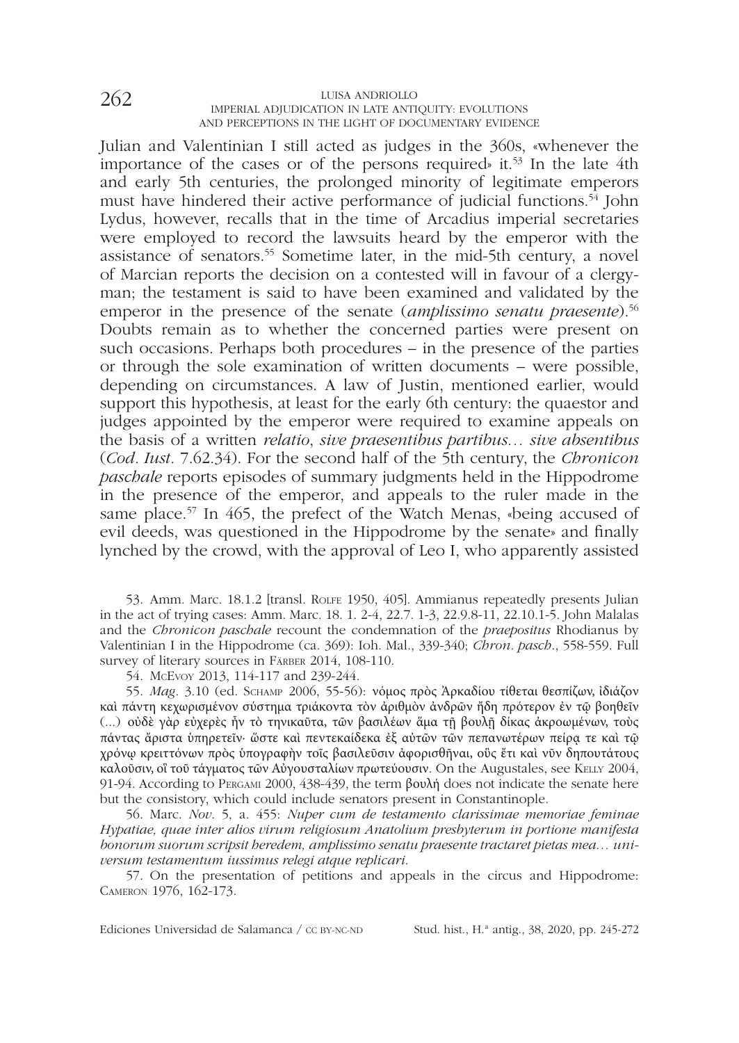Julian and Valentinian I still acted as judges in the 360s, «whenever the importance of the cases or of the persons required» it.[53] In the late 4th and early 5th centuries, the prolonged minority of legitimate emperors must have hindered their active performance of judicial functions.[54] John Lydus, however, recalls that in the time of Arcadius imperial secretaries were employed to record the lawsuits heard by the emperor with the assistance of senators.[55] Sometime later, in the mid-5th century, a novel of Marcian reports the decision on a contested will in favour of a clergyman; the testament is said to have been examined and validated by the emperor in the presence of the senate (*amplissimo senatu praesente*).[56] Doubts remain as to whether the concerned parties were present on such occasions. Perhaps both procedures – in the presence of the parties or through the sole examination of written documents – were possible, depending on circumstances. A law of Justin, mentioned earlier, would support this hypothesis, at least for the early 6th century: the quaestor and judges appointed by the emperor were required to examine appeals on the basis of a written *relatio*, *sive praesentibus partibus… sive absentibus* (*Cod. Iust.* 7.62.34). For the second half of the 5th century, the *Chronicon paschale* reports episodes of summary judgments held in the Hippodrome in the presence of the emperor, and appeals to the ruler made in the same place.[57] In 465, the prefect of the Watch Menas, «being accused of evil deeds, was questioned in the Hippodrome by the senate» and finally lynched by the crowd, with the approval of Leo I, who apparently assisted

53. Amm. Marc. 18.1.2 [transl. Rolfe 1950, 405]. Ammianus repeatedly presents Julian in the act of trying cases: Amm. Marc. 18. 1. 2-4, 22.7. 1-3, 22.9.8-11, 22.10.1-5. John Malalas and the *Chronicon paschale* recount the condemnation of the *praepositus* Rhodianus by Valentinian I in the Hippodrome (ca. 369): Ioh. Mal., 339-340; *Chron. pasch*., 558-559. Full survey of literary sources in Färber 2014, 108-110.

54. McEvoy 2013, 114-117 and 239-244.

55. *Mag*. 3.10 (ed. Schamp 2006, 55-56): νόμος πρὸς Ἀρκαδίου τίθεται θεσπίζων, ἰδιάζον καὶ πάντη κεχωρισμένον σύστημα τριάκοντα τὸν ἀριθμὸν ἀνδρῶν ἤδη πρότερον ἐν τῷ βοηθεῖν (...) οὐδὲ γὰρ εὐχερὲς ἦν τὸ τηνικαῦτα, τῶν βασιλέων ἅμα τῇ βουλῇ δίκας ἀκροωμένων, τοὺς πάντας ἄριστα ὑπηρετεῖν· ὥστε καὶ πεντεκαίδεκα ἐξ αὐτῶν τῶν πεπανωτέρων πείρᾳ τε καὶ τῷ χρόνῳ κρειττόνων πρὸς ὑπογραφὴν τοῖς βασιλεῦσιν ἀφορισθῆναι, οὓς ἔτι καὶ νῦν δηπουτάτους καλοῦσιν, οἳ τοῦ τάγματος τῶν Αὐγουσταλίων πρωτεύουσιν. On the Augustales, see Kelly 2004, 91-94. According to Pergami 2000, 438-439, the term βουλή does not indicate the senate here but the consistory, which could include senators present in Constantinople.

56. Marc. *Nov*. 5, a. 455: *Nuper cum de testamento clarissimae memoriae feminae Hypatiae, quae inter alios virum religiosum Anatolium presbyterum in portione manifesta bonorum suorum scripsit heredem, amplissimo senatu praesente tractaret pietas mea… universum testamentum iussimus relegi atque replicari.*

57. On the presentation of petitions and appeals in the circus and Hippodrome: Cameron 1976, 162-173.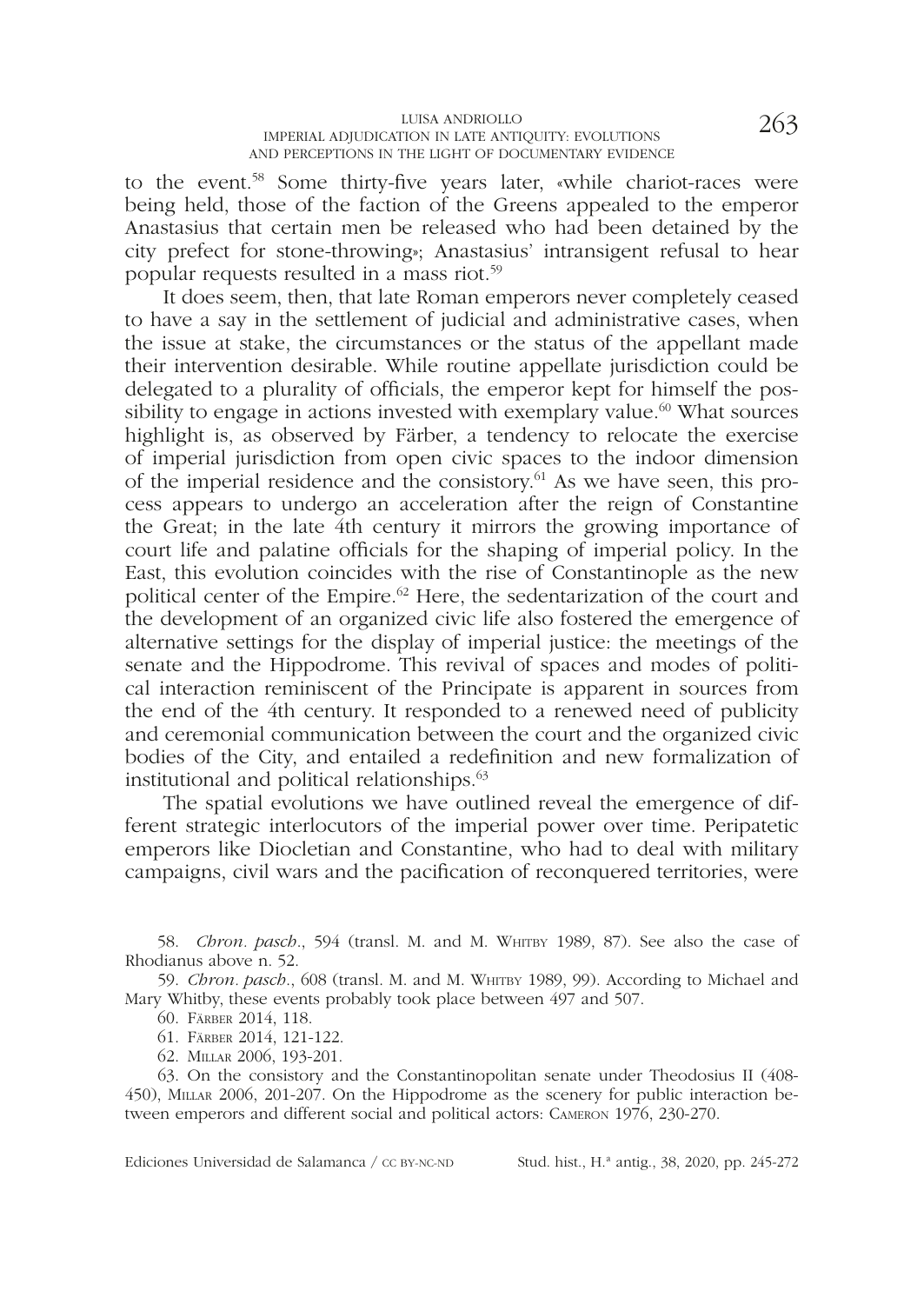to the event.[58] Some thirty-five years later, «while chariot-races were being held, those of the faction of the Greens appealed to the emperor Anastasius that certain men be released who had been detained by the city prefect for stone-throwing»; Anastasius' intransigent refusal to hear popular requests resulted in a mass riot.[59]

It does seem, then, that late Roman emperors never completely ceased to have a say in the settlement of judicial and administrative cases, when the issue at stake, the circumstances or the status of the appellant made their intervention desirable. While routine appellate jurisdiction could be delegated to a plurality of officials, the emperor kept for himself the possibility to engage in actions invested with exemplary value.[60] What sources highlight is, as observed by Färber, a tendency to relocate the exercise of imperial jurisdiction from open civic spaces to the indoor dimension of the imperial residence and the consistory.[61] As we have seen, this process appears to undergo an acceleration after the reign of Constantine the Great; in the late 4th century it mirrors the growing importance of court life and palatine officials for the shaping of imperial policy. In the East, this evolution coincides with the rise of Constantinople as the new political center of the Empire.[62] Here, the sedentarization of the court and the development of an organized civic life also fostered the emergence of alternative settings for the display of imperial justice: the meetings of the senate and the Hippodrome. This revival of spaces and modes of political interaction reminiscent of the Principate is apparent in sources from the end of the 4th century. It responded to a renewed need of publicity and ceremonial communication between the court and the organized civic bodies of the City, and entailed a redefinition and new formalization of institutional and political relationships.[63]

The spatial evolutions we have outlined reveal the emergence of different strategic interlocutors of the imperial power over time. Peripatetic emperors like Diocletian and Constantine, who had to deal with military campaigns, civil wars and the pacification of reconquered territories, were

58. *Chron. pasch.*, 594 (transl. M. and M. Whitby 1989, 87). See also the case of Rhodianus above n. 52.

59. *Chron. pasch.*, 608 (transl. M. and M. Whitby 1989, 99). According to Michael and Mary Whitby, these events probably took place between 497 and 507.

60. Färber 2014, 118.

61. Färber 2014, 121-122.

62. Millar 2006, 193-201.

63. On the consistory and the Constantinopolitan senate under Theodosius II (408-450), Millar 2006, 201-207. On the Hippodrome as the scenery for public interaction between emperors and different social and political actors: Cameron 1976, 230-270.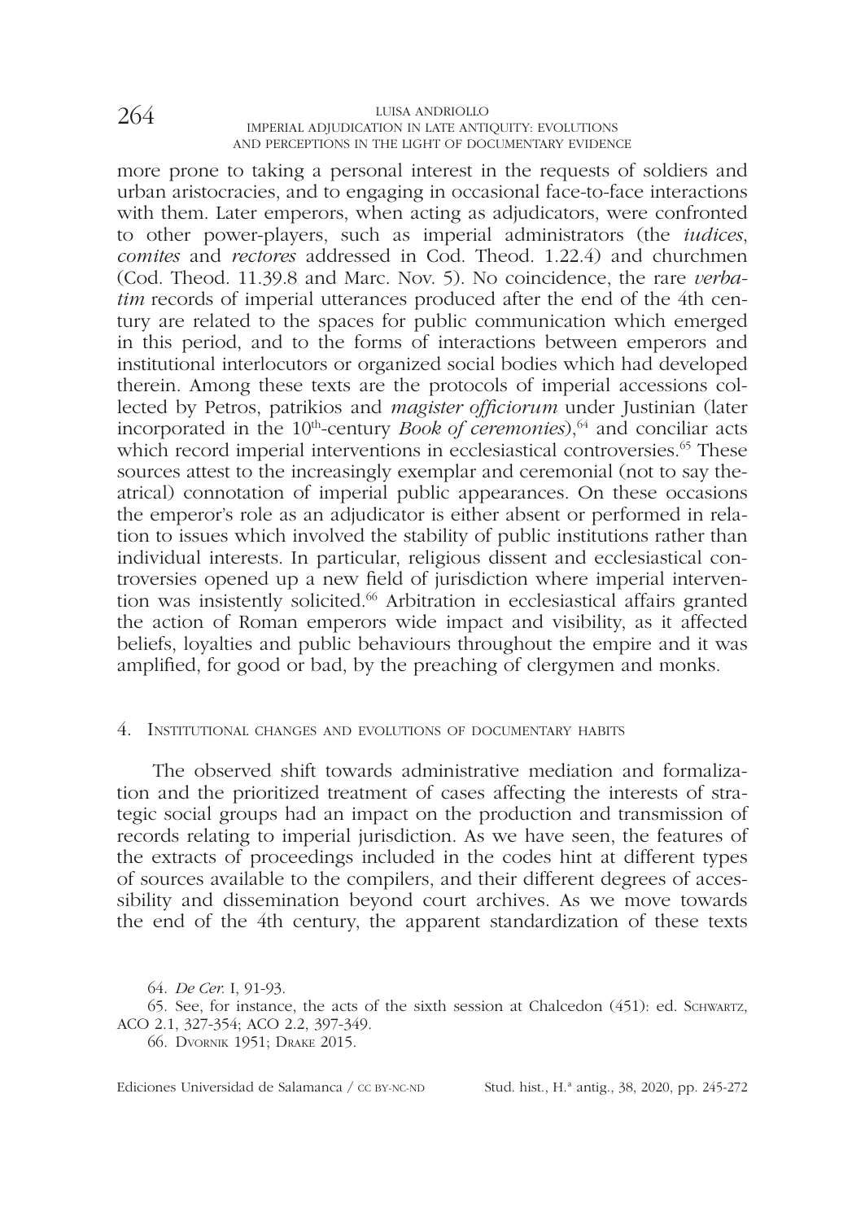more prone to taking a personal interest in the requests of soldiers and urban aristocracies, and to engaging in occasional face-to-face interactions with them. Later emperors, when acting as adjudicators, were confronted to other power-players, such as imperial administrators (the *iudices*, *comites* and *rectores* addressed in Cod. Theod. 1.22.4) and churchmen (Cod. Theod. 11.39.8 and Marc. Nov. 5). No coincidence, the rare *verbatim* records of imperial utterances produced after the end of the 4th century are related to the spaces for public communication which emerged in this period, and to the forms of interactions between emperors and institutional interlocutors or organized social bodies which had developed therein. Among these texts are the protocols of imperial accessions collected by Petros, patrikios and *magister officiorum* under Justinian (later incorporated in the 10th-century *Book of ceremonies*),[64] and conciliar acts which record imperial interventions in ecclesiastical controversies.[65] These sources attest to the increasingly exemplar and ceremonial (not to say theatrical) connotation of imperial public appearances. On these occasions the emperor's role as an adjudicator is either absent or performed in relation to issues which involved the stability of public institutions rather than individual interests. In particular, religious dissent and ecclesiastical controversies opened up a new field of jurisdiction where imperial intervention was insistently solicited.[66] Arbitration in ecclesiastical affairs granted the action of Roman emperors wide impact and visibility, as it affected beliefs, loyalties and public behaviours throughout the empire and it was amplified, for good or bad, by the preaching of clergymen and monks.

## 4. Institutional changes and evolutions of documentary habits

The observed shift towards administrative mediation and formalization and the prioritized treatment of cases affecting the interests of strategic social groups had an impact on the production and transmission of records relating to imperial jurisdiction. As we have seen, the features of the extracts of proceedings included in the codes hint at different types of sources available to the compilers, and their different degrees of accessibility and dissemination beyond court archives. As we move towards the end of the 4th century, the apparent standardization of these texts

64. *De Cer.* I, 91-93.

65. See, for instance, the acts of the sixth session at Chalcedon (451): ed. Schwartz, ACO 2.1, 327-354; ACO 2.2, 397-349.

66. Dvornik 1951; Drake 2015.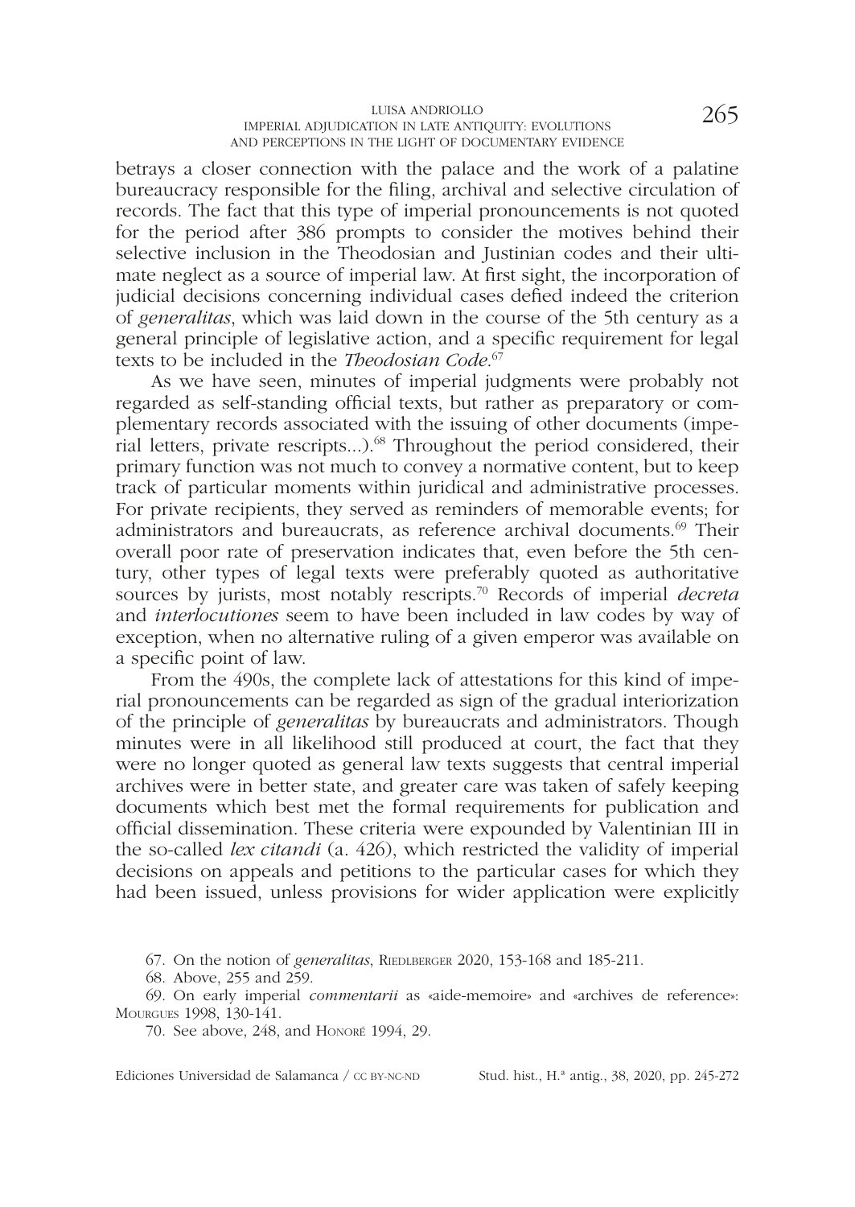betrays a closer connection with the palace and the work of a palatine bureaucracy responsible for the filing, archival and selective circulation of records. The fact that this type of imperial pronouncements is not quoted for the period after 386 prompts to consider the motives behind their selective inclusion in the Theodosian and Justinian codes and their ultimate neglect as a source of imperial law. At first sight, the incorporation of judicial decisions concerning individual cases defied indeed the criterion of *generalitas*, which was laid down in the course of the 5th century as a general principle of legislative action, and a specific requirement for legal texts to be included in the *Theodosian Code*.[67]

As we have seen, minutes of imperial judgments were probably not regarded as self-standing official texts, but rather as preparatory or complementary records associated with the issuing of other documents (imperial letters, private rescripts...).[68] Throughout the period considered, their primary function was not much to convey a normative content, but to keep track of particular moments within juridical and administrative processes. For private recipients, they served as reminders of memorable events; for administrators and bureaucrats, as reference archival documents.[69] Their overall poor rate of preservation indicates that, even before the 5th century, other types of legal texts were preferably quoted as authoritative sources by jurists, most notably rescripts.[70] Records of imperial *decreta* and *interlocutiones* seem to have been included in law codes by way of exception, when no alternative ruling of a given emperor was available on a specific point of law.

From the 490s, the complete lack of attestations for this kind of imperial pronouncements can be regarded as sign of the gradual interiorization of the principle of *generalitas* by bureaucrats and administrators. Though minutes were in all likelihood still produced at court, the fact that they were no longer quoted as general law texts suggests that central imperial archives were in better state, and greater care was taken of safely keeping documents which best met the formal requirements for publication and official dissemination. These criteria were expounded by Valentinian III in the so-called *lex citandi* (a. 426), which restricted the validity of imperial decisions on appeals and petitions to the particular cases for which they had been issued, unless provisions for wider application were explicitly

67. On the notion of *generalitas*, Riedlberger 2020, 153-168 and 185-211.

68. Above, 255 and 259.

69. On early imperial *commentarii* as «aide-memoire» and «archives de reference»: Mourgues 1998, 130-141.

70. See above, 248, and Honoré 1994, 29.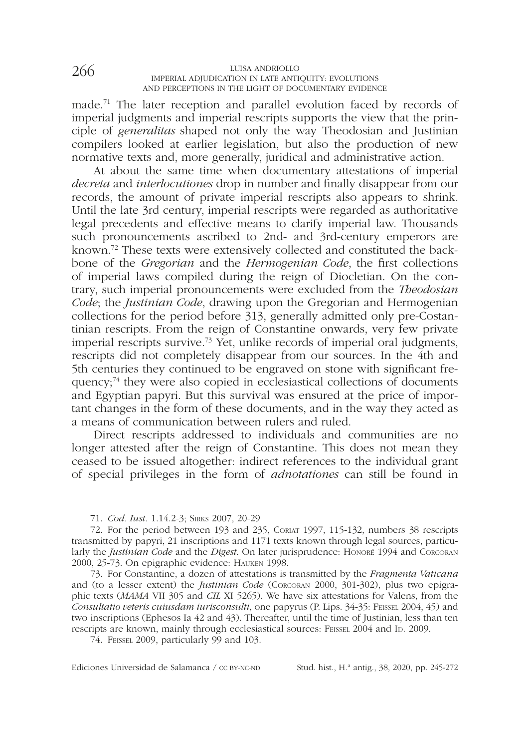made.[71] The later reception and parallel evolution faced by records of imperial judgments and imperial rescripts supports the view that the principle of *generalitas* shaped not only the way Theodosian and Justinian compilers looked at earlier legislation, but also the production of new normative texts and, more generally, juridical and administrative action.

At about the same time when documentary attestations of imperial *decreta* and *interlocutiones* drop in number and finally disappear from our records, the amount of private imperial rescripts also appears to shrink. Until the late 3rd century, imperial rescripts were regarded as authoritative legal precedents and effective means to clarify imperial law. Thousands such pronouncements ascribed to 2nd- and 3rd-century emperors are known.[72] These texts were extensively collected and constituted the backbone of the *Gregorian* and the *Hermogenian Code*, the first collections of imperial laws compiled during the reign of Diocletian. On the contrary, such imperial pronouncements were excluded from the *Theodosian Code*; the *Justinian Code*, drawing upon the Gregorian and Hermogenian collections for the period before 313, generally admitted only pre-Costantinian rescripts. From the reign of Constantine onwards, very few private imperial rescripts survive.[73] Yet, unlike records of imperial oral judgments, rescripts did not completely disappear from our sources. In the 4th and 5th centuries they continued to be engraved on stone with significant frequency;[74] they were also copied in ecclesiastical collections of documents and Egyptian papyri. But this survival was ensured at the price of important changes in the form of these documents, and in the way they acted as a means of communication between rulers and ruled.

Direct rescripts addressed to individuals and communities are no longer attested after the reign of Constantine. This does not mean they ceased to be issued altogether: indirect references to the individual grant of special privileges in the form of *adnotationes* can still be found in

71. *Cod. Iust.* 1.14.2-3; Sirks 2007, 20-29

72. For the period between 193 and 235, Coriat 1997, 115-132, numbers 38 rescripts transmitted by papyri, 21 inscriptions and 1171 texts known through legal sources, particularly the *Justinian Code* and the *Digest*. On later jurisprudence: Honoré 1994 and Corcoran 2000, 25-73. On epigraphic evidence: Hauken 1998.

73. For Constantine, a dozen of attestations is transmitted by the *Fragmenta Vaticana* and (to a lesser extent) the *Justinian Code* (Corcoran 2000, 301-302), plus two epigraphic texts (*MAMA* VII 305 and *CIL* XI 5265). We have six attestations for Valens, from the *Consultatio veteris cuiusdam iurisconsulti*, one papyrus (P. Lips. 34-35: Feissel 2004, 45) and two inscriptions (Ephesos Ia 42 and 43). Thereafter, until the time of Justinian, less than ten rescripts are known, mainly through ecclesiastical sources: Feissel 2004 and Id. 2009.

74. Feissel 2009, particularly 99 and 103.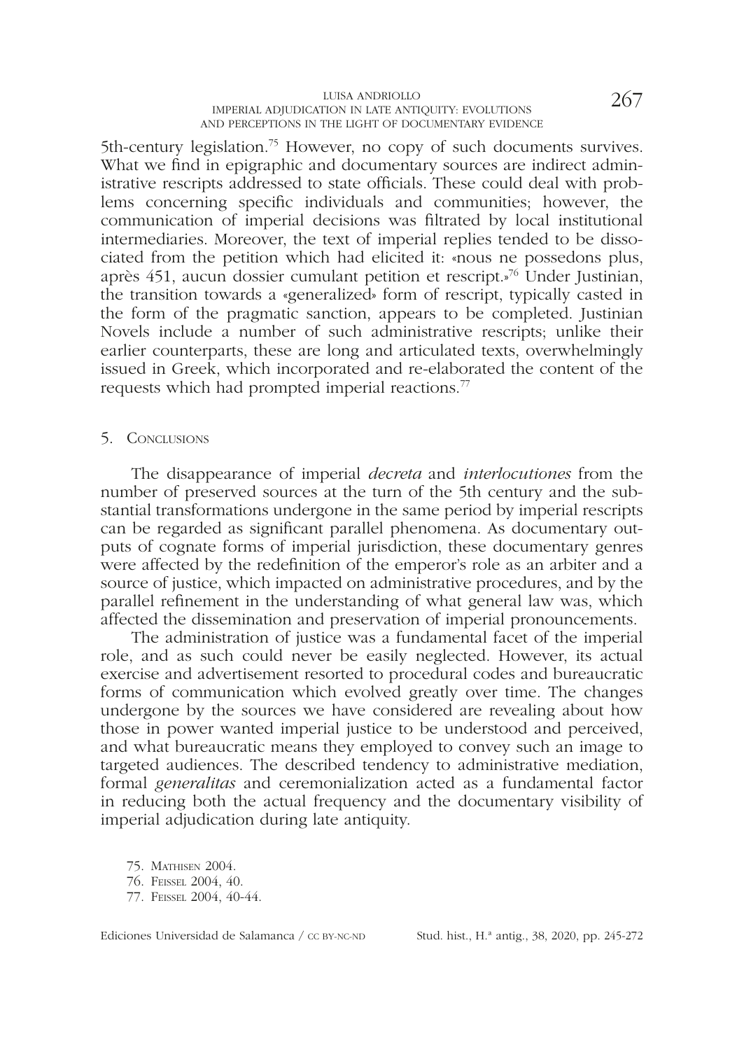5th-century legislation.[75] However, no copy of such documents survives. What we find in epigraphic and documentary sources are indirect administrative rescripts addressed to state officials. These could deal with problems concerning specific individuals and communities; however, the communication of imperial decisions was filtrated by local institutional intermediaries. Moreover, the text of imperial replies tended to be dissociated from the petition which had elicited it: «nous ne possedons plus, après 451, aucun dossier cumulant petition et rescript.»[76] Under Justinian, the transition towards a «generalized» form of rescript, typically casted in the form of the pragmatic sanction, appears to be completed. Justinian Novels include a number of such administrative rescripts; unlike their earlier counterparts, these are long and articulated texts, overwhelmingly issued in Greek, which incorporated and re-elaborated the content of the requests which had prompted imperial reactions.[77]

## 5. Conclusions

The disappearance of imperial *decreta* and *interlocutiones* from the number of preserved sources at the turn of the 5th century and the substantial transformations undergone in the same period by imperial rescripts can be regarded as significant parallel phenomena. As documentary outputs of cognate forms of imperial jurisdiction, these documentary genres were affected by the redefinition of the emperor's role as an arbiter and a source of justice, which impacted on administrative procedures, and by the parallel refinement in the understanding of what general law was, which affected the dissemination and preservation of imperial pronouncements.

The administration of justice was a fundamental facet of the imperial role, and as such could never be easily neglected. However, its actual exercise and advertisement resorted to procedural codes and bureaucratic forms of communication which evolved greatly over time. The changes undergone by the sources we have considered are revealing about how those in power wanted imperial justice to be understood and perceived, and what bureaucratic means they employed to convey such an image to targeted audiences. The described tendency to administrative mediation, formal *generalitas* and ceremonialization acted as a fundamental factor in reducing both the actual frequency and the documentary visibility of imperial adjudication during late antiquity.

75. Mathisen 2004.
76. Feissel 2004, 40.
77. Feissel 2004, 40-44.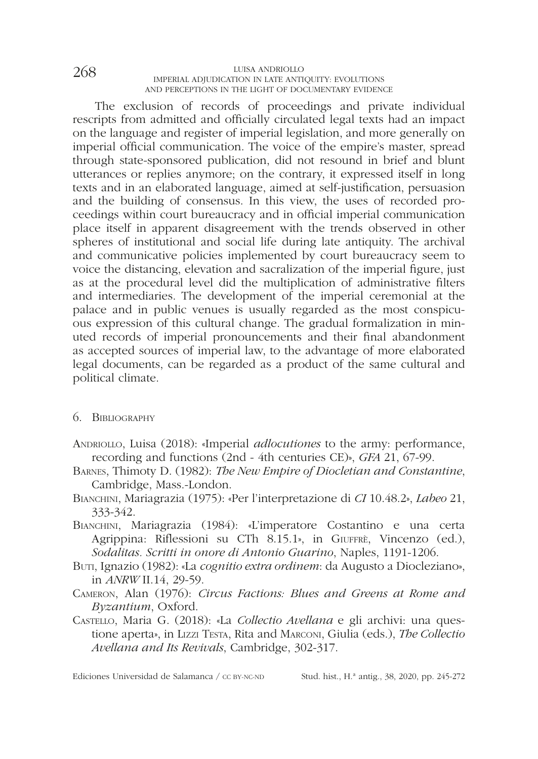The exclusion of records of proceedings and private individual rescripts from admitted and officially circulated legal texts had an impact on the language and register of imperial legislation, and more generally on imperial official communication. The voice of the empire's master, spread through state-sponsored publication, did not resound in brief and blunt utterances or replies anymore; on the contrary, it expressed itself in long texts and in an elaborated language, aimed at self-justification, persuasion and the building of consensus. In this view, the uses of recorded proceedings within court bureaucracy and in official imperial communication place itself in apparent disagreement with the trends observed in other spheres of institutional and social life during late antiquity. The archival and communicative policies implemented by court bureaucracy seem to voice the distancing, elevation and sacralization of the imperial figure, just as at the procedural level did the multiplication of administrative filters and intermediaries. The development of the imperial ceremonial at the palace and in public venues is usually regarded as the most conspicuous expression of this cultural change. The gradual formalization in minuted records of imperial pronouncements and their final abandonment as accepted sources of imperial law, to the advantage of more elaborated legal documents, can be regarded as a product of the same cultural and political climate.

## 6. Bibliography

Andriollo, Luisa (2018): «Imperial *adlocutiones* to the army: performance, recording and functions (2nd - 4th centuries CE)», *GFA* 21, 67-99.

Barnes, Thimoty D. (1982): *The New Empire of Diocletian and Constantine*, Cambridge, Mass.-London.

Bianchini, Mariagrazia (1975): «Per l'interpretazione di *CI* 10.48.2», *Labeo* 21, 333-342.

Bianchini, Mariagrazia (1984): «L'imperatore Costantino e una certa Agrippina: Riflessioni su CTh 8.15.1», in Giuffrè, Vincenzo (ed.), *Sodalitas. Scritti in onore di Antonio Guarino*, Naples, 1191-1206.

Buti, Ignazio (1982): «La *cognitio extra ordinem*: da Augusto a Diocleziano», in *ANRW* II.14, 29-59.

Cameron, Alan (1976): *Circus Factions: Blues and Greens at Rome and Byzantium*, Oxford.

Castello, Maria G. (2018): «La *Collectio Avellana* e gli archivi: una questione aperta», in Lizzi Testa, Rita and Marconi, Giulia (eds.), *The Collectio Avellana and Its Revivals*, Cambridge, 302-317.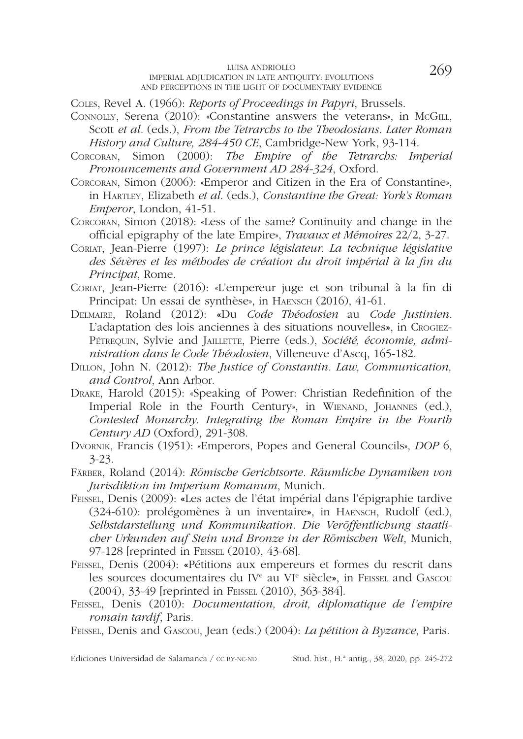Coles, Revel A. (1966): *Reports of Proceedings in Papyri*, Brussels.

Connolly, Serena (2010): «Constantine answers the veterans», in McGill, Scott *et al*. (eds.), *From the Tetrarchs to the Theodosians. Later Roman History and Culture, 284-450 CE*, Cambridge-New York, 93-114.

Corcoran, Simon (2000): *The Empire of the Tetrarchs: Imperial Pronouncements and Government AD 284-324*, Oxford.

Corcoran, Simon (2006): «Emperor and Citizen in the Era of Constantine», in Hartley, Elizabeth *et al*. (eds.), *Constantine the Great: York's Roman Emperor*, London, 41-51.

Corcoran, Simon (2018): «Less of the same? Continuity and change in the official epigraphy of the late Empire», *Travaux et Mémoires* 22/2, 3-27.

Coriat, Jean-Pierre (1997): *Le prince législateur. La technique législative des Sévères et les méthodes de création du droit impérial à la fin du Principat*, Rome.

Coriat, Jean-Pierre (2016): «L'empereur juge et son tribunal à la fin di Principat: Un essai de synthèse», in Haensch (2016), 41-61.

Delmaire, Roland (2012): «Du *Code Théodosien* au *Code Justinien*. L'adaptation des lois anciennes à des situations nouvelles», in Crogiez-Pétrequin, Sylvie and Jaillette, Pierre (eds.), *Société, économie, administration dans le Code Théodosien*, Villeneuve d'Ascq, 165-182.

Dillon, John N. (2012): *The Justice of Constantin. Law, Communication, and Control*, Ann Arbor.

Drake, Harold (2015): «Speaking of Power: Christian Redefinition of the Imperial Role in the Fourth Century», in Wienand, Johannes (ed.), *Contested Monarchy. Integrating the Roman Empire in the Fourth Century AD* (Oxford), 291-308.

Dvornik, Francis (1951): «Emperors, Popes and General Councils», *DOP* 6, 3-23.

Färber, Roland (2014): *Römische Gerichtsorte. Räumliche Dynamiken von Jurisdiktion im Imperium Romanum*, Munich.

Feissel, Denis (2009): «Les actes de l'état impérial dans l'épigraphie tardive (324-610): prolégomènes à un inventaire», in Haensch, Rudolf (ed.), *Selbstdarstellung und Kommunikation. Die Veröffentlichung staatlicher Urkunden auf Stein und Bronze in der Römischen Welt*, Munich, 97-128 [reprinted in Feissel (2010), 43-68].

Feissel, Denis (2004): «Pétitions aux empereurs et formes du rescrit dans les sources documentaires du IV[e] au VI[e] siècle», in Feissel and Gascou (2004), 33-49 [reprinted in Feissel (2010), 363-384].

Feissel, Denis (2010): *Documentation, droit, diplomatique de l'empire romain tardif*, Paris.

Feissel, Denis and Gascou, Jean (eds.) (2004): *La pétition à Byzance*, Paris.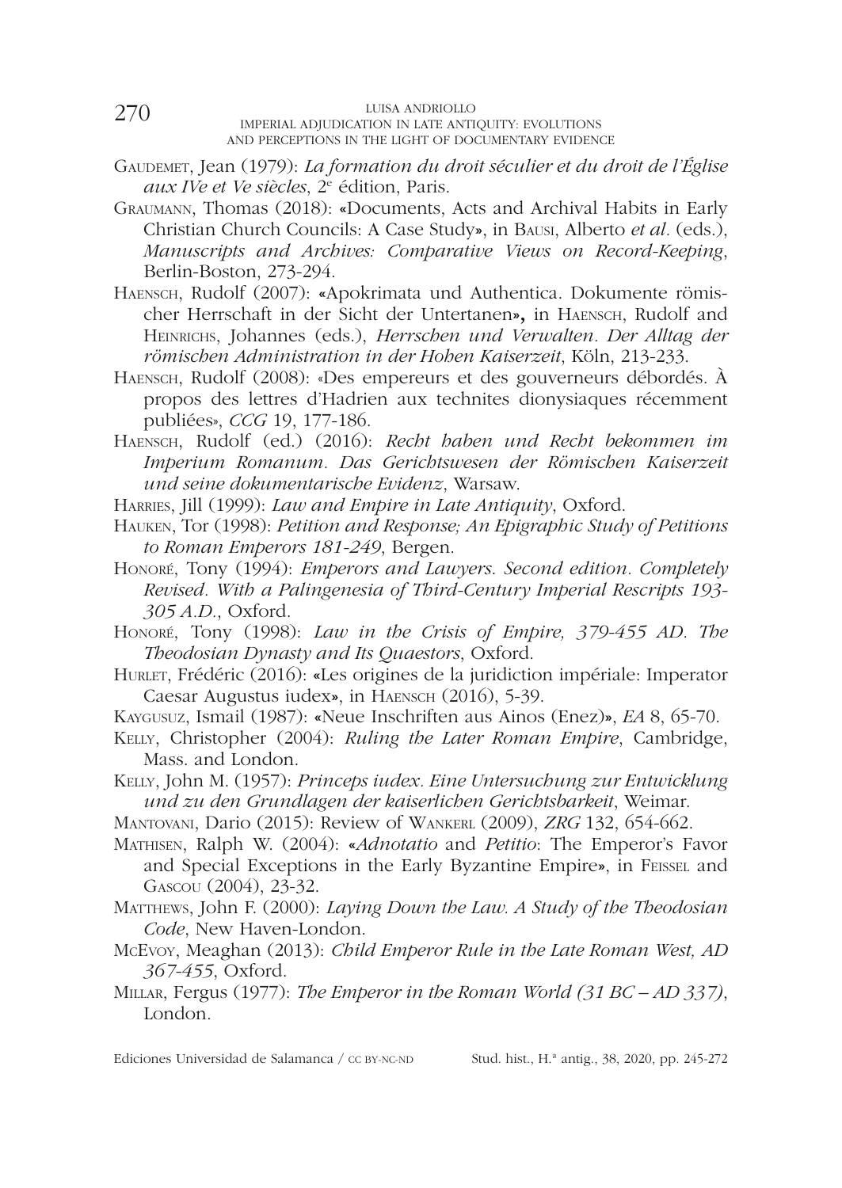Gaudemet, Jean (1979): *La formation du droit séculier et du droit de l'Église aux IVe et Ve siècles*, 2e édition, Paris.

Graumann, Thomas (2018): «Documents, Acts and Archival Habits in Early Christian Church Councils: A Case Study», in Bausi, Alberto *et al.* (eds.), *Manuscripts and Archives: Comparative Views on Record-Keeping*, Berlin-Boston, 273-294.

Haensch, Rudolf (2007): «Apokrimata und Authentica. Dokumente römischer Herrschaft in der Sicht der Untertanen», in Haensch, Rudolf and Heinrichs, Johannes (eds.), *Herrschen und Verwalten. Der Alltag der römischen Administration in der Hohen Kaiserzeit*, Köln, 213-233.

Haensch, Rudolf (2008): «Des empereurs et des gouverneurs débordés. À propos des lettres d'Hadrien aux technites dionysiaques récemment publiées», *CCG* 19, 177-186.

Haensch, Rudolf (ed.) (2016): *Recht haben und Recht bekommen im Imperium Romanum. Das Gerichtswesen der Römischen Kaiserzeit und seine dokumentarische Evidenz*, Warsaw.

Harries, Jill (1999): *Law and Empire in Late Antiquity*, Oxford.

Hauken, Tor (1998): *Petition and Response; An Epigraphic Study of Petitions to Roman Emperors 181-249*, Bergen.

Honoré, Tony (1994): *Emperors and Lawyers. Second edition. Completely Revised. With a Palingenesia of Third-Century Imperial Rescripts 193-305 A.D.*, Oxford.

Honoré, Tony (1998): *Law in the Crisis of Empire, 379-455 AD. The Theodosian Dynasty and Its Quaestors*, Oxford.

Hurlet, Frédéric (2016): «Les origines de la juridiction impériale: Imperator Caesar Augustus iudex», in Haensch (2016), 5-39.

Kaygusuz, Ismail (1987): «Neue Inschriften aus Ainos (Enez)», *EA* 8, 65-70.

Kelly, Christopher (2004): *Ruling the Later Roman Empire*, Cambridge, Mass. and London.

Kelly, John M. (1957): *Princeps iudex. Eine Untersuchung zur Entwicklung und zu den Grundlagen der kaiserlichen Gerichtsbarkeit*, Weimar.

Mantovani, Dario (2015): Review of Wankerl (2009), *ZRG* 132, 654-662.

Mathisen, Ralph W. (2004): «*Adnotatio* and *Petitio*: The Emperor's Favor and Special Exceptions in the Early Byzantine Empire», in Feissel and Gascou (2004), 23-32.

Matthews, John F. (2000): *Laying Down the Law. A Study of the Theodosian Code*, New Haven-London.

McEvoy, Meaghan (2013): *Child Emperor Rule in the Late Roman West, AD 367-455*, Oxford.

Millar, Fergus (1977): *The Emperor in the Roman World (31 BC – AD 337)*, London.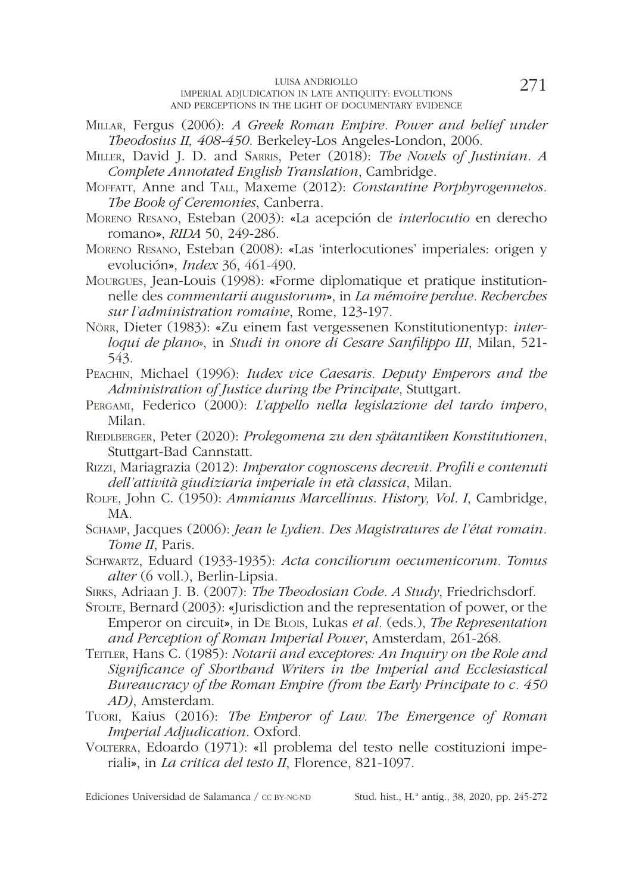Millar, Fergus (2006): *A Greek Roman Empire. Power and belief under Theodosius II, 408-450*. Berkeley-Los Angeles-London, 2006.

Miller, David J. D. and Sarris, Peter (2018): *The Novels of Justinian. A Complete Annotated English Translation*, Cambridge.

Moffatt, Anne and Tall, Maxeme (2012): *Constantine Porphyrogennetos. The Book of Ceremonies*, Canberra.

Moreno Resano, Esteban (2003): «La acepción de *interlocutio* en derecho romano», *RIDA* 50, 249-286.

Moreno Resano, Esteban (2008): «Las 'interlocutiones' imperiales: origen y evolución», *Index* 36, 461-490.

Mourgues, Jean-Louis (1998): «Forme diplomatique et pratique institutionnelle des *commentarii augustorum*», in *La mémoire perdue. Recherches sur l'administration romaine*, Rome, 123-197.

Nörr, Dieter (1983): «Zu einem fast vergessenen Konstitutionentyp: *interloqui de plano*», in *Studi in onore di Cesare Sanfilippo III*, Milan, 521-543.

Peachin, Michael (1996): *Iudex vice Caesaris. Deputy Emperors and the Administration of Justice during the Principate*, Stuttgart.

Pergami, Federico (2000): *L'appello nella legislazione del tardo impero*, Milan.

Riedlberger, Peter (2020): *Prolegomena zu den spätantiken Konstitutionen*, Stuttgart-Bad Cannstatt.

Rizzi, Mariagrazia (2012): *Imperator cognoscens decrevit. Profili e contenuti dell'attività giudiziaria imperiale in età classica*, Milan.

Rolfe, John C. (1950): *Ammianus Marcellinus. History, Vol. I*, Cambridge, MA.

Schamp, Jacques (2006): *Jean le Lydien. Des Magistratures de l'état romain. Tome II*, Paris.

Schwartz, Eduard (1933-1935): *Acta conciliorum oecumenicorum. Tomus alter* (6 voll.), Berlin-Lipsia.

Sirks, Adriaan J. B. (2007): *The Theodosian Code. A Study*, Friedrichsdorf.

Stolte, Bernard (2003): «Jurisdiction and the representation of power, or the Emperor on circuit», in De Blois, Lukas *et al.* (eds.), *The Representation and Perception of Roman Imperial Power*, Amsterdam, 261-268.

Teitler, Hans C. (1985): *Notarii and exceptores: An Inquiry on the Role and Significance of Shorthand Writers in the Imperial and Ecclesiastical Bureaucracy of the Roman Empire (from the Early Principate to c. 450 AD)*, Amsterdam.

Tuori, Kaius (2016): *The Emperor of Law. The Emergence of Roman Imperial Adjudication*. Oxford.

Volterra, Edoardo (1971): «Il problema del testo nelle costituzioni imperiali», in *La critica del testo II*, Florence, 821-1097.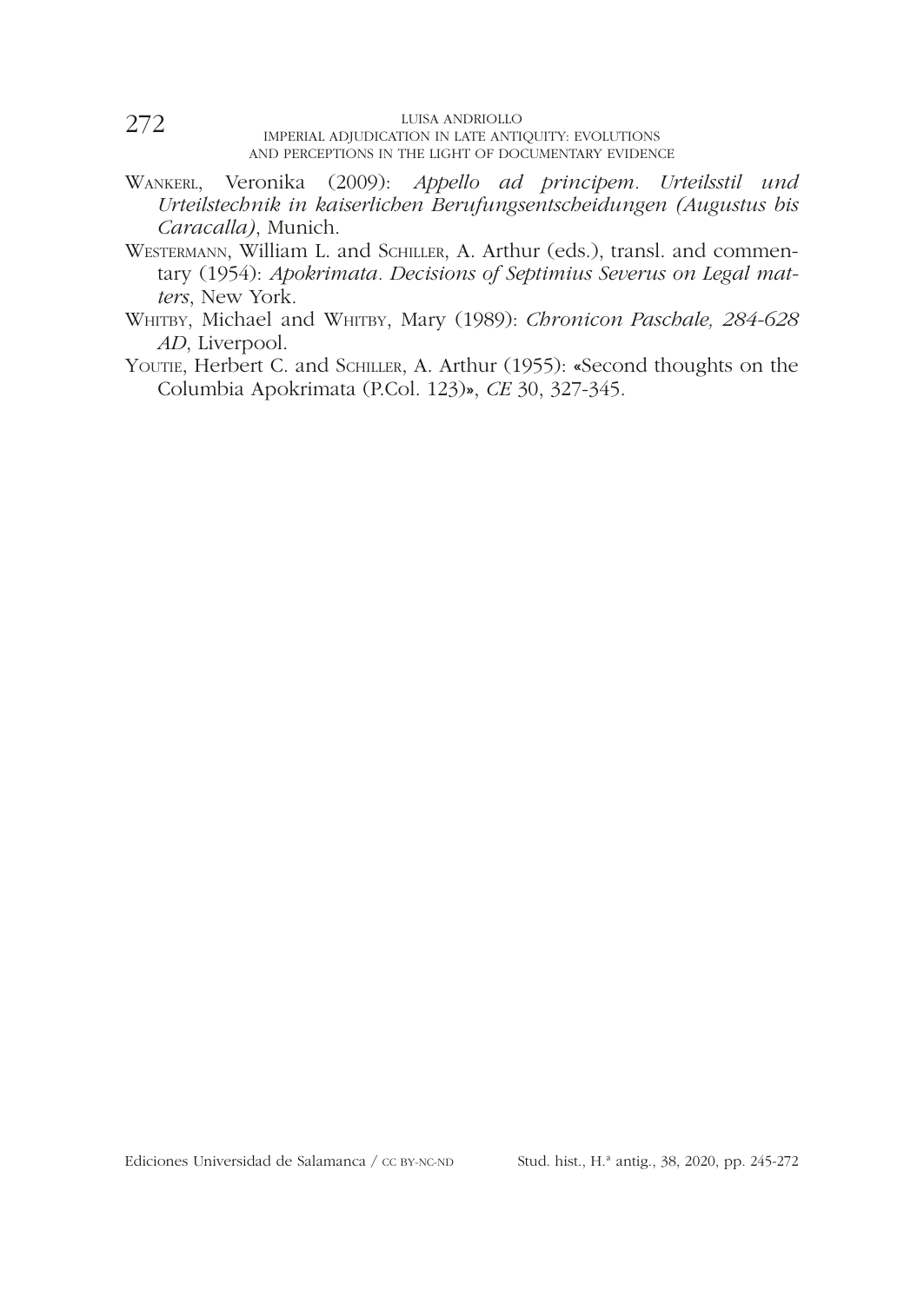Wankerl, Veronika (2009): *Appello ad principem. Urteilsstil und Urteilstechnik in kaiserlichen Berufungsentscheidungen (Augustus bis Caracalla)*, Munich.

Westermann, William L. and Schiller, A. Arthur (eds.), transl. and commentary (1954): *Apokrimata. Decisions of Septimius Severus on Legal matters*, New York.

Whitby, Michael and Whitby, Mary (1989): *Chronicon Paschale, 284-628 AD*, Liverpool.

Youtie, Herbert C. and Schiller, A. Arthur (1955): «Second thoughts on the Columbia Apokrimata (P.Col. 123)», *CE* 30, 327-345.